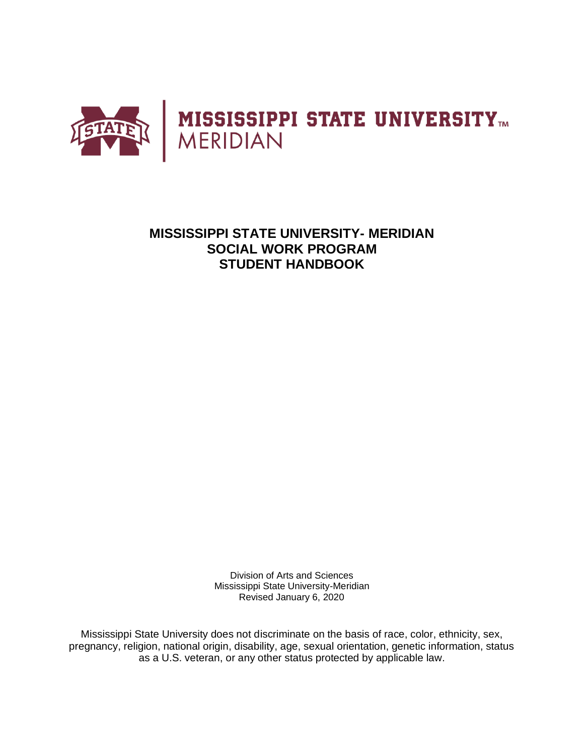MISSISSIPPI STATE UNIVERSITY
MERIDIAN

# MISSISSIPPI STATE UNIVERSITY- MERIDIAN SOCIAL WORK PROGRAM STUDENT HANDBOOK

Division of Arts and Sciences
Mississippi State University-Meridian
Revised January 6, 2020

Mississippi State University does not discriminate on the basis of race, color, ethnicity, sex, pregnancy, religion, national origin, disability, age, sexual orientation, genetic information, status as a U.S. veteran, or any other status protected by applicable law.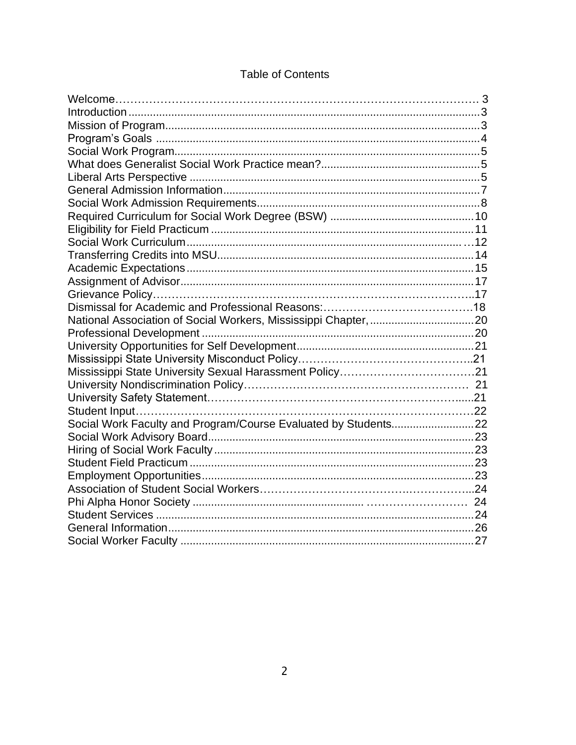# Table of Contents

| | |
|---|---|
| Welcome | 3 |
| Introduction | 3 |
| Mission of Program | 3 |
| Program's Goals | 4 |
| Social Work Program | 5 |
| What does Generalist Social Work Practice mean? | 5 |
| Liberal Arts Perspective | 5 |
| General Admission Information | 7 |
| Social Work Admission Requirements | 8 |
| Required Curriculum for Social Work Degree (BSW) | 10 |
| Eligibility for Field Practicum | 11 |
| Social Work Curriculum | 12 |
| Transferring Credits into MSU | 14 |
| Academic Expectations | 15 |
| Assignment of Advisor | 17 |
| Grievance Policy | 17 |
| Dismissal for Academic and Professional Reasons: | 18 |
| National Association of Social Workers, Mississippi Chapter, | 20 |
| Professional Development | 20 |
| University Opportunities for Self Development | 21 |
| Mississippi State University Misconduct Policy | 21 |
| Mississippi State University Sexual Harassment Policy | 21 |
| University Nondiscrimination Policy | 21 |
| University Safety Statement | 21 |
| Student Input | 22 |
| Social Work Faculty and Program/Course Evaluated by Students | 22 |
| Social Work Advisory Board | 23 |
| Hiring of Social Work Faculty | 23 |
| Student Field Practicum | 23 |
| Employment Opportunities | 23 |
| Association of Student Social Workers | 24 |
| Phi Alpha Honor Society | 24 |
| Student Services | 24 |
| General Information | 26 |
| Social Worker Faculty | 27 |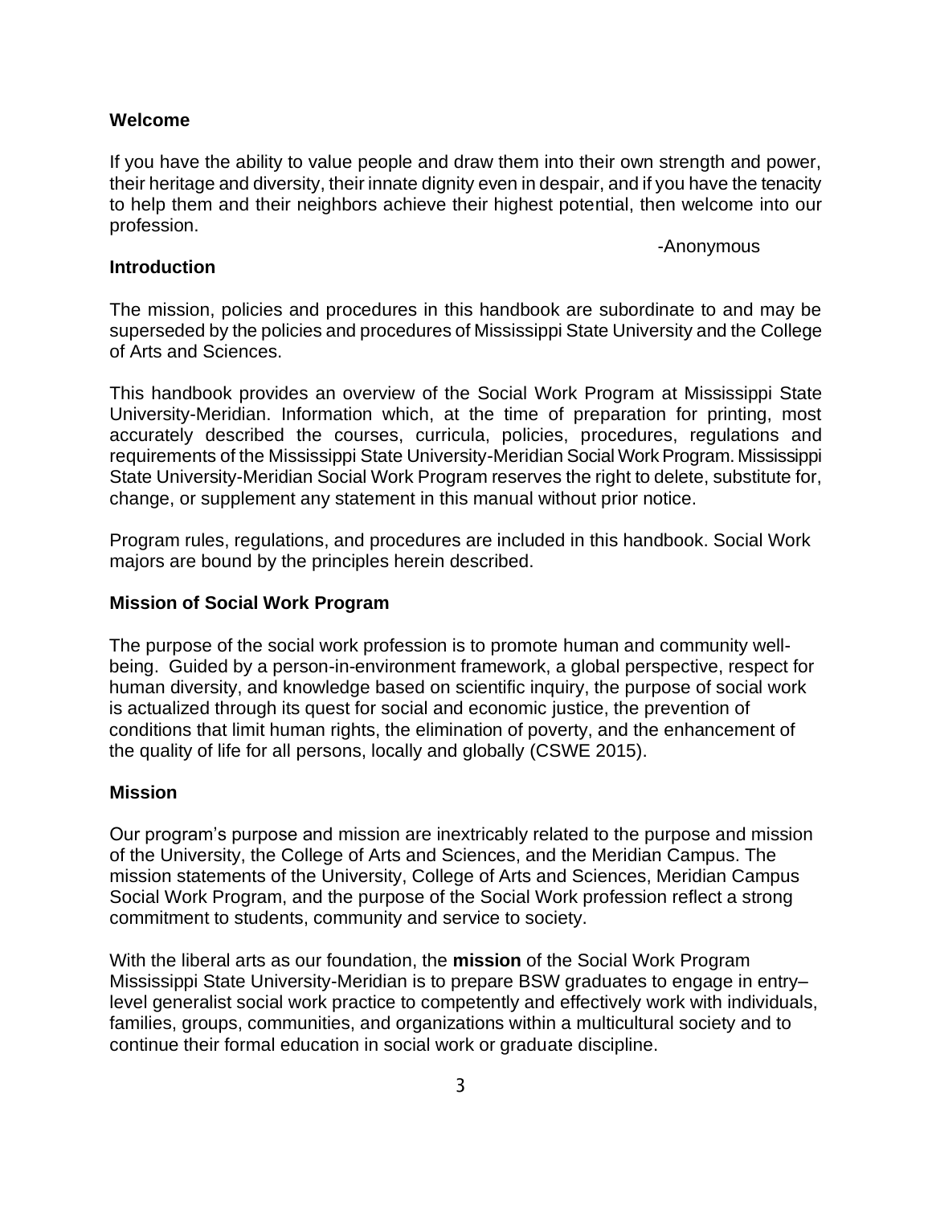## Welcome

If you have the ability to value people and draw them into their own strength and power, their heritage and diversity, their innate dignity even in despair, and if you have the tenacity to help them and their neighbors achieve their highest potential, then welcome into our profession.

-Anonymous

## Introduction

The mission, policies and procedures in this handbook are subordinate to and may be superseded by the policies and procedures of Mississippi State University and the College of Arts and Sciences.

This handbook provides an overview of the Social Work Program at Mississippi State University-Meridian. Information which, at the time of preparation for printing, most accurately described the courses, curricula, policies, procedures, regulations and requirements of the Mississippi State University-Meridian Social Work Program. Mississippi State University-Meridian Social Work Program reserves the right to delete, substitute for, change, or supplement any statement in this manual without prior notice.

Program rules, regulations, and procedures are included in this handbook. Social Work majors are bound by the principles herein described.

## Mission of Social Work Program

The purpose of the social work profession is to promote human and community well-being. Guided by a person-in-environment framework, a global perspective, respect for human diversity, and knowledge based on scientific inquiry, the purpose of social work is actualized through its quest for social and economic justice, the prevention of conditions that limit human rights, the elimination of poverty, and the enhancement of the quality of life for all persons, locally and globally (CSWE 2015).

## Mission

Our program's purpose and mission are inextricably related to the purpose and mission of the University, the College of Arts and Sciences, and the Meridian Campus. The mission statements of the University, College of Arts and Sciences, Meridian Campus Social Work Program, and the purpose of the Social Work profession reflect a strong commitment to students, community and service to society.

With the liberal arts as our foundation, the **mission** of the Social Work Program Mississippi State University-Meridian is to prepare BSW graduates to engage in entry–level generalist social work practice to competently and effectively work with individuals, families, groups, communities, and organizations within a multicultural society and to continue their formal education in social work or graduate discipline.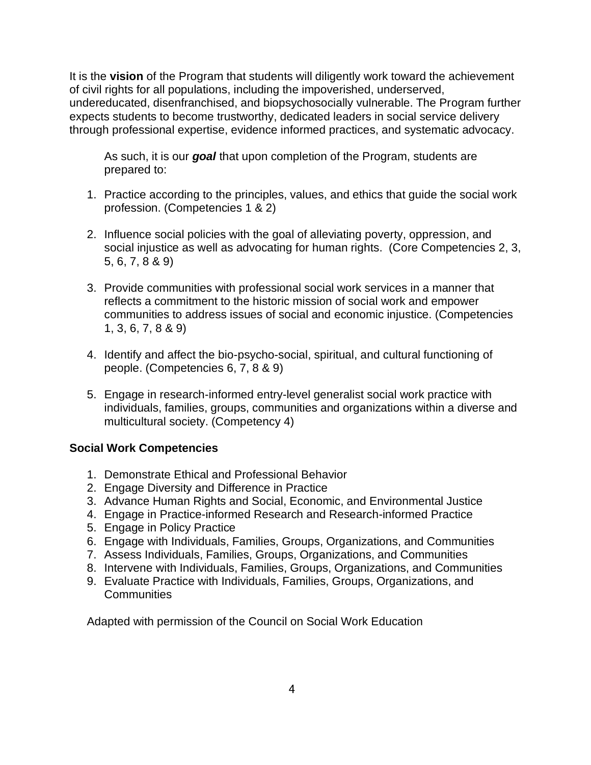It is the **vision** of the Program that students will diligently work toward the achievement of civil rights for all populations, including the impoverished, underserved, undereducated, disenfranchised, and biopsychosocially vulnerable. The Program further expects students to become trustworthy, dedicated leaders in social service delivery through professional expertise, evidence informed practices, and systematic advocacy.

As such, it is our ***goal*** that upon completion of the Program, students are prepared to:

1. Practice according to the principles, values, and ethics that guide the social work profession. (Competencies 1 & 2)

2. Influence social policies with the goal of alleviating poverty, oppression, and social injustice as well as advocating for human rights. (Core Competencies 2, 3, 5, 6, 7, 8 & 9)

3. Provide communities with professional social work services in a manner that reflects a commitment to the historic mission of social work and empower communities to address issues of social and economic injustice. (Competencies 1, 3, 6, 7, 8 & 9)

4. Identify and affect the bio-psycho-social, spiritual, and cultural functioning of people. (Competencies 6, 7, 8 & 9)

5. Engage in research-informed entry-level generalist social work practice with individuals, families, groups, communities and organizations within a diverse and multicultural society. (Competency 4)

**Social Work Competencies**

1. Demonstrate Ethical and Professional Behavior
2. Engage Diversity and Difference in Practice
3. Advance Human Rights and Social, Economic, and Environmental Justice
4. Engage in Practice-informed Research and Research-informed Practice
5. Engage in Policy Practice
6. Engage with Individuals, Families, Groups, Organizations, and Communities
7. Assess Individuals, Families, Groups, Organizations, and Communities
8. Intervene with Individuals, Families, Groups, Organizations, and Communities
9. Evaluate Practice with Individuals, Families, Groups, Organizations, and Communities

Adapted with permission of the Council on Social Work Education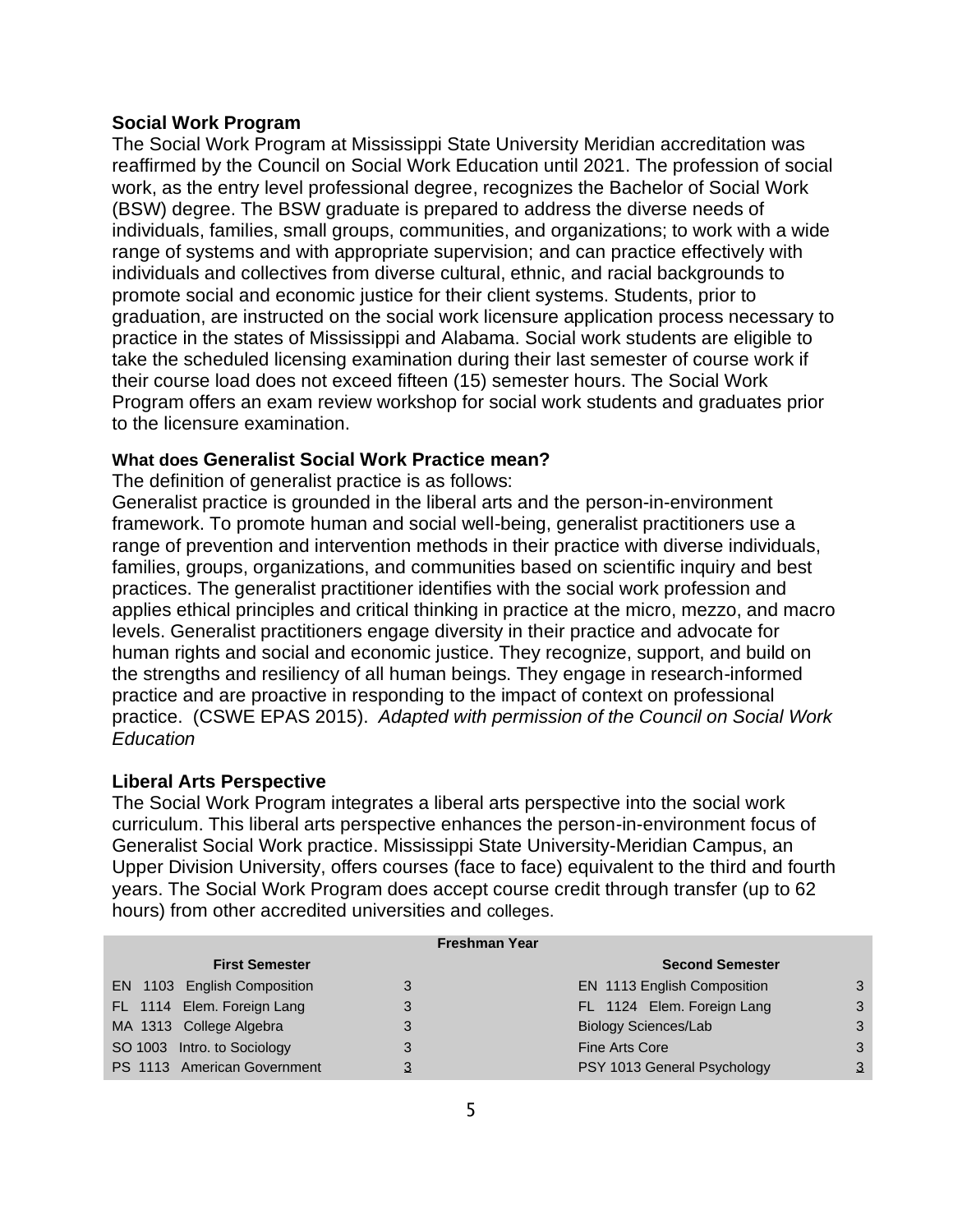## Social Work Program

The Social Work Program at Mississippi State University Meridian accreditation was reaffirmed by the Council on Social Work Education until 2021. The profession of social work, as the entry level professional degree, recognizes the Bachelor of Social Work (BSW) degree. The BSW graduate is prepared to address the diverse needs of individuals, families, small groups, communities, and organizations; to work with a wide range of systems and with appropriate supervision; and can practice effectively with individuals and collectives from diverse cultural, ethnic, and racial backgrounds to promote social and economic justice for their client systems. Students, prior to graduation, are instructed on the social work licensure application process necessary to practice in the states of Mississippi and Alabama. Social work students are eligible to take the scheduled licensing examination during their last semester of course work if their course load does not exceed fifteen (15) semester hours. The Social Work Program offers an exam review workshop for social work students and graduates prior to the licensure examination.

### What does Generalist Social Work Practice mean?

The definition of generalist practice is as follows:

Generalist practice is grounded in the liberal arts and the person-in-environment framework. To promote human and social well-being, generalist practitioners use a range of prevention and intervention methods in their practice with diverse individuals, families, groups, organizations, and communities based on scientific inquiry and best practices. The generalist practitioner identifies with the social work profession and applies ethical principles and critical thinking in practice at the micro, mezzo, and macro levels. Generalist practitioners engage diversity in their practice and advocate for human rights and social and economic justice. They recognize, support, and build on the strengths and resiliency of all human beings. They engage in research-informed practice and are proactive in responding to the impact of context on professional practice. (CSWE EPAS 2015). *Adapted with permission of the Council on Social Work Education*

## Liberal Arts Perspective

The Social Work Program integrates a liberal arts perspective into the social work curriculum. This liberal arts perspective enhances the person-in-environment focus of Generalist Social Work practice. Mississippi State University-Meridian Campus, an Upper Division University, offers courses (face to face) equivalent to the third and fourth years. The Social Work Program does accept course credit through transfer (up to 62 hours) from other accredited universities and colleges.

| Freshman Year | | | |
|---|---|---|---|
| **First Semester** | | **Second Semester** | |
| EN 1103 English Composition | 3 | EN 1113 English Composition | 3 |
| FL 1114 Elem. Foreign Lang | 3 | FL 1124 Elem. Foreign Lang | 3 |
| MA 1313 College Algebra | 3 | Biology Sciences/Lab | 3 |
| SO 1003 Intro. to Sociology | 3 | Fine Arts Core | 3 |
| PS 1113 American Government | 3 | PSY 1013 General Psychology | 3 |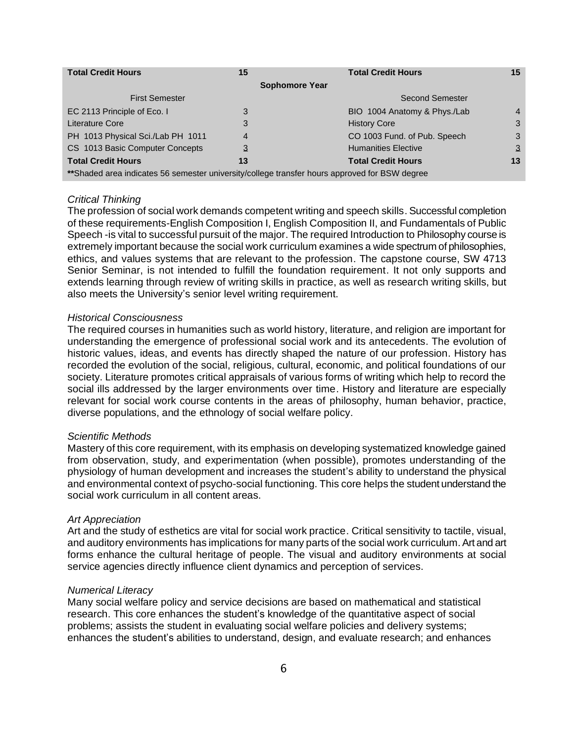| Total Credit Hours | 15 | Total Credit Hours | 15 |
|---|---|---|---|
| | **Sophomore Year** | | |
| First Semester | | Second Semester | |
| EC 2113 Principle of Eco. I | 3 | BIO 1004 Anatomy & Phys./Lab | 4 |
| Literature Core | 3 | History Core | 3 |
| PH 1013 Physical Sci./Lab PH 1011 | 4 | CO 1003 Fund. of Pub. Speech | 3 |
| CS 1013 Basic Computer Concepts | 3 | Humanities Elective | 3 |
| **Total Credit Hours** | **13** | **Total Credit Hours** | **13** |
| **Shaded area indicates 56 semester university/college transfer hours approved for BSW degree | | | |

*Critical Thinking*

The profession of social work demands competent writing and speech skills. Successful completion of these requirements-English Composition I, English Composition II, and Fundamentals of Public Speech -is vital to successful pursuit of the major. The required Introduction to Philosophy course is extremely important because the social work curriculum examines a wide spectrum of philosophies, ethics, and values systems that are relevant to the profession. The capstone course, SW 4713 Senior Seminar, is not intended to fulfill the foundation requirement. It not only supports and extends learning through review of writing skills in practice, as well as research writing skills, but also meets the University's senior level writing requirement.

*Historical Consciousness*

The required courses in humanities such as world history, literature, and religion are important for understanding the emergence of professional social work and its antecedents. The evolution of historic values, ideas, and events has directly shaped the nature of our profession. History has recorded the evolution of the social, religious, cultural, economic, and political foundations of our society. Literature promotes critical appraisals of various forms of writing which help to record the social ills addressed by the larger environments over time. History and literature are especially relevant for social work course contents in the areas of philosophy, human behavior, practice, diverse populations, and the ethnology of social welfare policy.

*Scientific Methods*

Mastery of this core requirement, with its emphasis on developing systematized knowledge gained from observation, study, and experimentation (when possible), promotes understanding of the physiology of human development and increases the student's ability to understand the physical and environmental context of psycho-social functioning. This core helps the student understand the social work curriculum in all content areas.

*Art Appreciation*

Art and the study of esthetics are vital for social work practice. Critical sensitivity to tactile, visual, and auditory environments has implications for many parts of the social work curriculum. Art and art forms enhance the cultural heritage of people. The visual and auditory environments at social service agencies directly influence client dynamics and perception of services.

*Numerical Literacy*

Many social welfare policy and service decisions are based on mathematical and statistical research. This core enhances the student's knowledge of the quantitative aspect of social problems; assists the student in evaluating social welfare policies and delivery systems; enhances the student's abilities to understand, design, and evaluate research; and enhances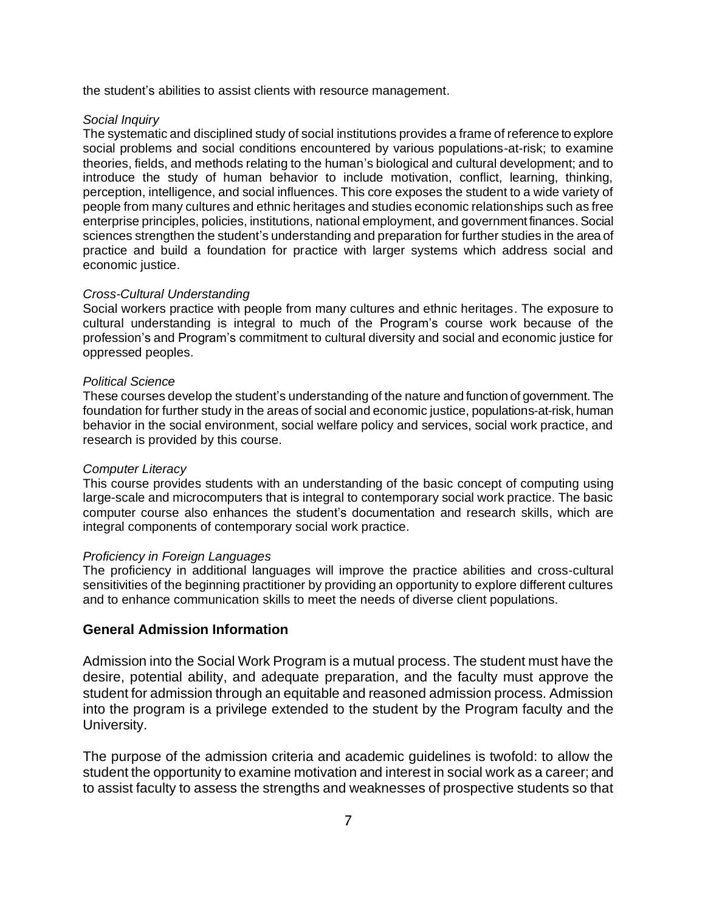the student's abilities to assist clients with resource management.

*Social Inquiry*

The systematic and disciplined study of social institutions provides a frame of reference to explore social problems and social conditions encountered by various populations-at-risk; to examine theories, fields, and methods relating to the human's biological and cultural development; and to introduce the study of human behavior to include motivation, conflict, learning, thinking, perception, intelligence, and social influences. This core exposes the student to a wide variety of people from many cultures and ethnic heritages and studies economic relationships such as free enterprise principles, policies, institutions, national employment, and government finances. Social sciences strengthen the student's understanding and preparation for further studies in the area of practice and build a foundation for practice with larger systems which address social and economic justice.

*Cross-Cultural Understanding*

Social workers practice with people from many cultures and ethnic heritages. The exposure to cultural understanding is integral to much of the Program's course work because of the profession's and Program's commitment to cultural diversity and social and economic justice for oppressed peoples.

*Political Science*

These courses develop the student's understanding of the nature and function of government. The foundation for further study in the areas of social and economic justice, populations-at-risk, human behavior in the social environment, social welfare policy and services, social work practice, and research is provided by this course.

*Computer Literacy*

This course provides students with an understanding of the basic concept of computing using large-scale and microcomputers that is integral to contemporary social work practice. The basic computer course also enhances the student's documentation and research skills, which are integral components of contemporary social work practice.

*Proficiency in Foreign Languages*

The proficiency in additional languages will improve the practice abilities and cross-cultural sensitivities of the beginning practitioner by providing an opportunity to explore different cultures and to enhance communication skills to meet the needs of diverse client populations.

## General Admission Information

Admission into the Social Work Program is a mutual process. The student must have the desire, potential ability, and adequate preparation, and the faculty must approve the student for admission through an equitable and reasoned admission process. Admission into the program is a privilege extended to the student by the Program faculty and the University.

The purpose of the admission criteria and academic guidelines is twofold: to allow the student the opportunity to examine motivation and interest in social work as a career; and to assist faculty to assess the strengths and weaknesses of prospective students so that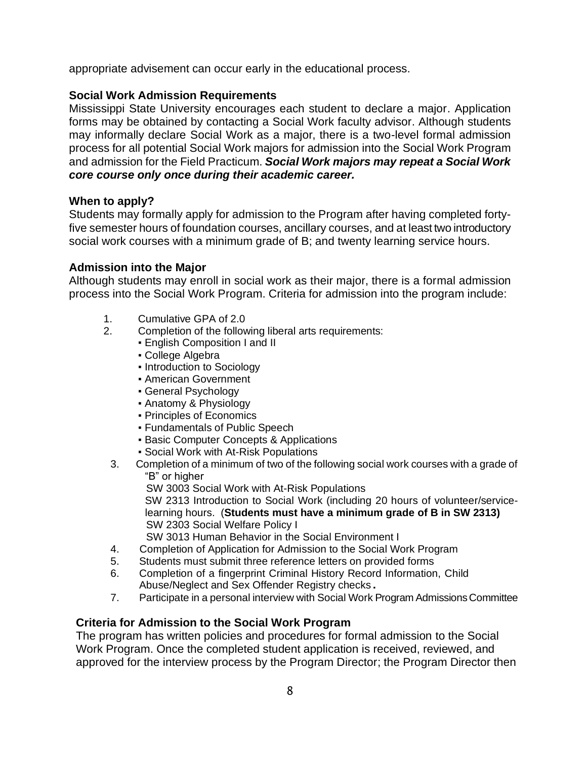appropriate advisement can occur early in the educational process.

### Social Work Admission Requirements

Mississippi State University encourages each student to declare a major. Application forms may be obtained by contacting a Social Work faculty advisor. Although students may informally declare Social Work as a major, there is a two-level formal admission process for all potential Social Work majors for admission into the Social Work Program and admission for the Field Practicum. ***Social Work majors may repeat a Social Work core course only once during their academic career.***

### When to apply?

Students may formally apply for admission to the Program after having completed forty-five semester hours of foundation courses, ancillary courses, and at least two introductory social work courses with a minimum grade of B; and twenty learning service hours.

### Admission into the Major

Although students may enroll in social work as their major, there is a formal admission process into the Social Work Program. Criteria for admission into the program include:

1. Cumulative GPA of 2.0
2. Completion of the following liberal arts requirements:
   - English Composition I and II
   - College Algebra
   - Introduction to Sociology
   - American Government
   - General Psychology
   - Anatomy & Physiology
   - Principles of Economics
   - Fundamentals of Public Speech
   - Basic Computer Concepts & Applications
   - Social Work with At-Risk Populations
3. Completion of a minimum of two of the following social work courses with a grade of "B" or higher
   SW 3003 Social Work with At-Risk Populations
   SW 2313 Introduction to Social Work (including 20 hours of volunteer/service-learning hours. (**Students must have a minimum grade of B in SW 2313)**
   SW 2303 Social Welfare Policy I
   SW 3013 Human Behavior in the Social Environment I
4. Completion of Application for Admission to the Social Work Program
5. Students must submit three reference letters on provided forms
6. Completion of a fingerprint Criminal History Record Information, Child Abuse/Neglect and Sex Offender Registry checks**.**
7. Participate in a personal interview with Social Work Program Admissions Committee

### Criteria for Admission to the Social Work Program

The program has written policies and procedures for formal admission to the Social Work Program. Once the completed student application is received, reviewed, and approved for the interview process by the Program Director; the Program Director then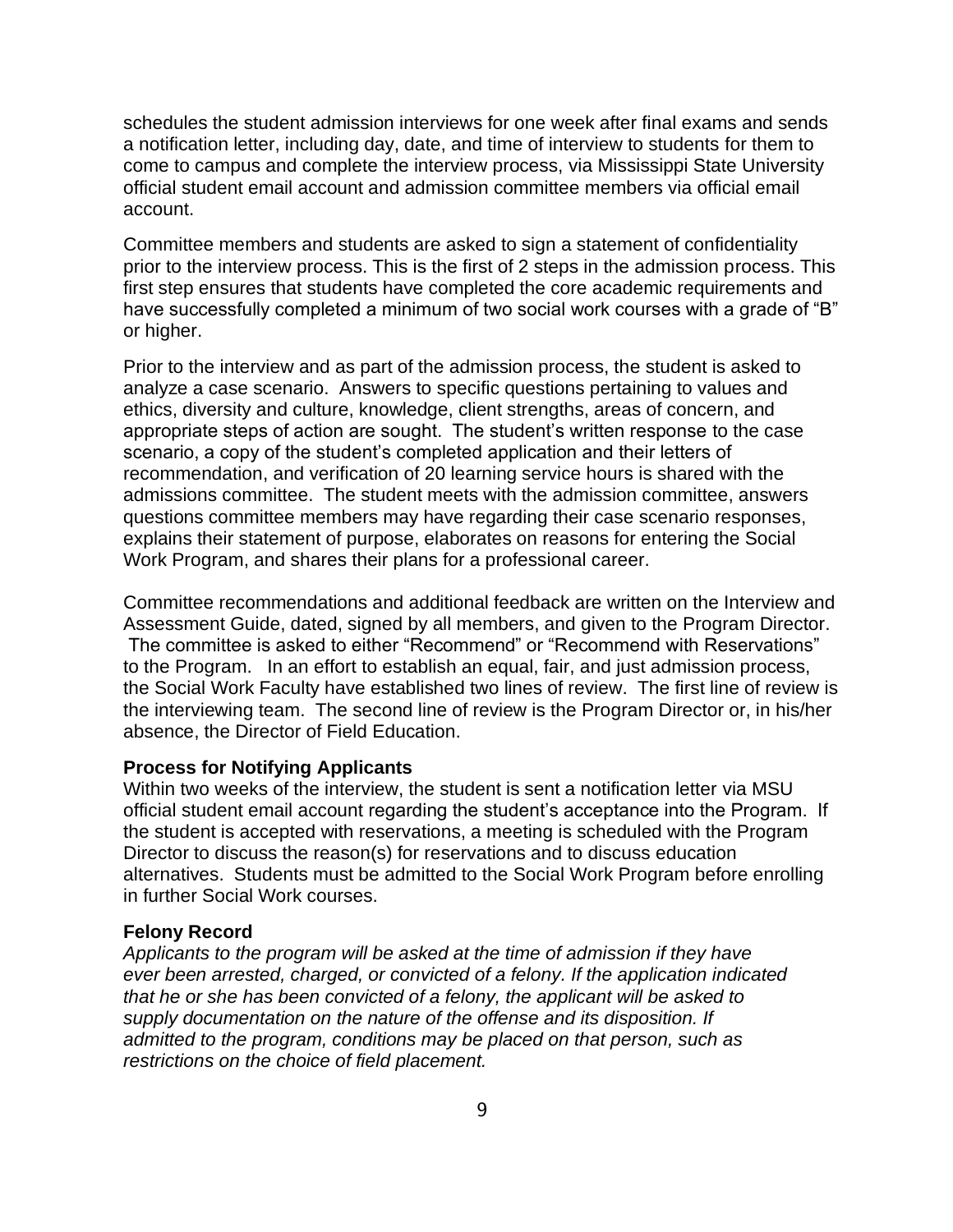schedules the student admission interviews for one week after final exams and sends a notification letter, including day, date, and time of interview to students for them to come to campus and complete the interview process, via Mississippi State University official student email account and admission committee members via official email account.

Committee members and students are asked to sign a statement of confidentiality prior to the interview process. This is the first of 2 steps in the admission process. This first step ensures that students have completed the core academic requirements and have successfully completed a minimum of two social work courses with a grade of "B" or higher.

Prior to the interview and as part of the admission process, the student is asked to analyze a case scenario. Answers to specific questions pertaining to values and ethics, diversity and culture, knowledge, client strengths, areas of concern, and appropriate steps of action are sought. The student's written response to the case scenario, a copy of the student's completed application and their letters of recommendation, and verification of 20 learning service hours is shared with the admissions committee. The student meets with the admission committee, answers questions committee members may have regarding their case scenario responses, explains their statement of purpose, elaborates on reasons for entering the Social Work Program, and shares their plans for a professional career.

Committee recommendations and additional feedback are written on the Interview and Assessment Guide, dated, signed by all members, and given to the Program Director. The committee is asked to either "Recommend" or "Recommend with Reservations" to the Program. In an effort to establish an equal, fair, and just admission process, the Social Work Faculty have established two lines of review. The first line of review is the interviewing team. The second line of review is the Program Director or, in his/her absence, the Director of Field Education.

**Process for Notifying Applicants**

Within two weeks of the interview, the student is sent a notification letter via MSU official student email account regarding the student's acceptance into the Program. If the student is accepted with reservations, a meeting is scheduled with the Program Director to discuss the reason(s) for reservations and to discuss education alternatives. Students must be admitted to the Social Work Program before enrolling in further Social Work courses.

**Felony Record**

*Applicants to the program will be asked at the time of admission if they have ever been arrested, charged, or convicted of a felony. If the application indicated that he or she has been convicted of a felony, the applicant will be asked to supply documentation on the nature of the offense and its disposition. If admitted to the program, conditions may be placed on that person, such as restrictions on the choice of field placement.*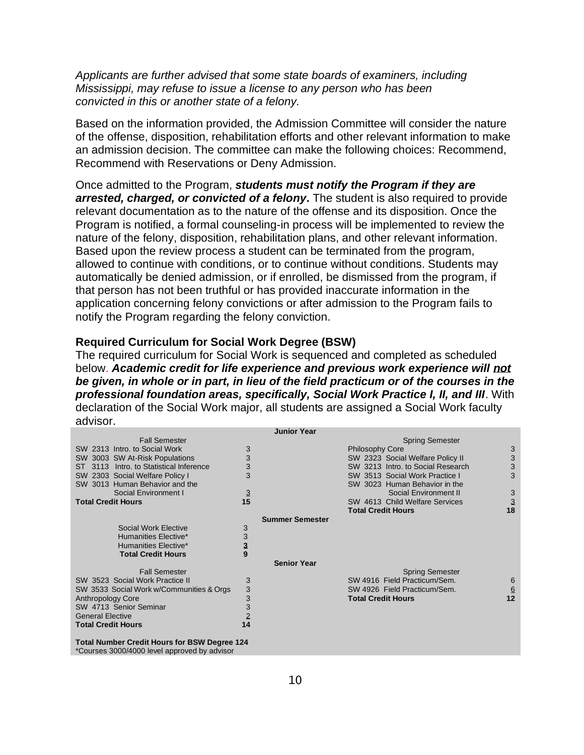*Applicants are further advised that some state boards of examiners, including Mississippi, may refuse to issue a license to any person who has been convicted in this or another state of a felony.*

Based on the information provided, the Admission Committee will consider the nature of the offense, disposition, rehabilitation efforts and other relevant information to make an admission decision. The committee can make the following choices: Recommend, Recommend with Reservations or Deny Admission.

Once admitted to the Program, ***students must notify the Program if they are arrested, charged, or convicted of a felony*.** The student is also required to provide relevant documentation as to the nature of the offense and its disposition. Once the Program is notified, a formal counseling-in process will be implemented to review the nature of the felony, disposition, rehabilitation plans, and other relevant information. Based upon the review process a student can be terminated from the program, allowed to continue with conditions, or to continue without conditions. Students may automatically be denied admission, or if enrolled, be dismissed from the program, if that person has not been truthful or has provided inaccurate information in the application concerning felony convictions or after admission to the Program fails to notify the Program regarding the felony conviction.

**Required Curriculum for Social Work Degree (BSW)**

The required curriculum for Social Work is sequenced and completed as scheduled below. ***Academic credit for life experience and previous work experience will not be given, in whole or in part, in lieu of the field practicum or of the courses in the professional foundation areas, specifically, Social Work Practice I, II, and III***. With declaration of the Social Work major, all students are assigned a Social Work faculty advisor.

| **Junior Year** | | | |
|---|---|---|---|
| Fall Semester | | Spring Semester | |
| SW 2313 Intro. to Social Work | 3 | Philosophy Core | 3 |
| SW 3003 SW At-Risk Populations | 3 | SW 2323 Social Welfare Policy II | 3 |
| ST 3113 Intro. to Statistical Inference | 3 | SW 3213 Intro. to Social Research | 3 |
| SW 2303 Social Welfare Policy I | 3 | SW 3513 Social Work Practice I | 3 |
| SW 3013 Human Behavior and the Social Environment I | 3 | SW 3023 Human Behavior in the Social Environment II | 3 |
| **Total Credit Hours** | **15** | SW 4613 Child Welfare Services | 3 |
| | | **Total Credit Hours** | **18** |
| **Summer Semester** | | | |
| Social Work Elective | 3 | | |
| Humanities Elective* | 3 | | |
| Humanities Elective* | 3 | | |
| **Total Credit Hours** | **9** | | |
| **Senior Year** | | | |
| Fall Semester | | Spring Semester | |
| SW 3523 Social Work Practice II | 3 | SW 4916 Field Practicum/Sem. | 6 |
| SW 3533 Social Work w/Communities & Orgs | 3 | SW 4926 Field Practicum/Sem. | 6 |
| Anthropology Core | 3 | **Total Credit Hours** | **12** |
| SW 4713 Senior Seminar | 3 | | |
| General Elective | 2 | | |
| **Total Credit Hours** | **14** | | |

**Total Number Credit Hours for BSW Degree 124**
*Courses 3000/4000 level approved by advisor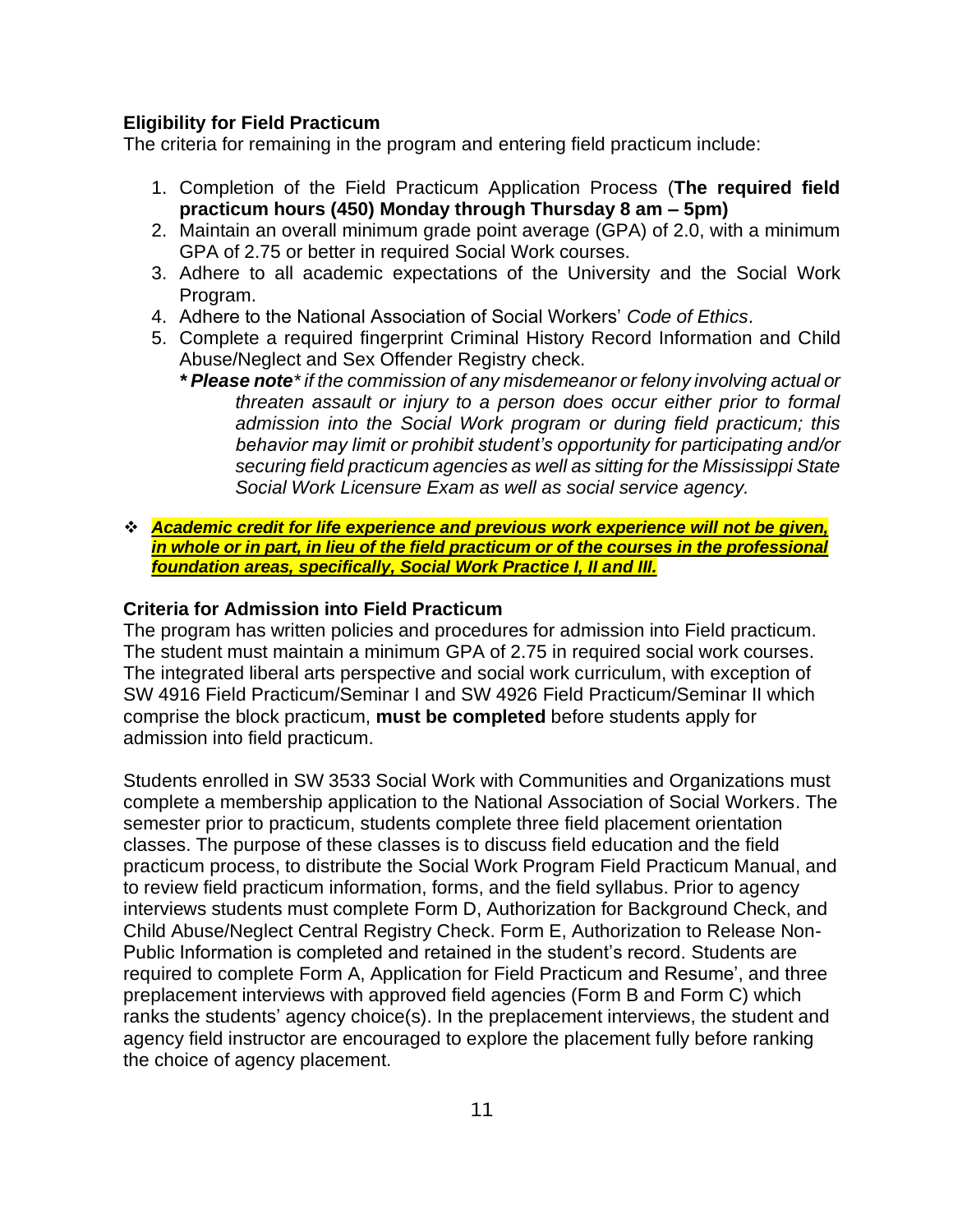**Eligibility for Field Practicum**

The criteria for remaining in the program and entering field practicum include:

1. Completion of the Field Practicum Application Process (**The required field practicum hours (450) Monday through Thursday 8 am – 5pm)**
2. Maintain an overall minimum grade point average (GPA) of 2.0, with a minimum GPA of 2.75 or better in required Social Work courses.
3. Adhere to all academic expectations of the University and the Social Work Program.
4. Adhere to the National Association of Social Workers' *Code of Ethics*.
5. Complete a required fingerprint Criminal History Record Information and Child Abuse/Neglect and Sex Offender Registry check.

   ***\* Please note**\* if the commission of any misdemeanor or felony involving actual or threaten assault or injury to a person does occur either prior to formal admission into the Social Work program or during field practicum; this behavior may limit or prohibit student's opportunity for participating and/or securing field practicum agencies as well as sitting for the Mississippi State Social Work Licensure Exam as well as social service agency.*

- ***Academic credit for life experience and previous work experience will not be given, in whole or in part, in lieu of the field practicum or of the courses in the professional foundation areas, specifically, Social Work Practice I, II and III.***

**Criteria for Admission into Field Practicum**

The program has written policies and procedures for admission into Field practicum. The student must maintain a minimum GPA of 2.75 in required social work courses. The integrated liberal arts perspective and social work curriculum, with exception of SW 4916 Field Practicum/Seminar I and SW 4926 Field Practicum/Seminar II which comprise the block practicum, **must be completed** before students apply for admission into field practicum.

Students enrolled in SW 3533 Social Work with Communities and Organizations must complete a membership application to the National Association of Social Workers. The semester prior to practicum, students complete three field placement orientation classes. The purpose of these classes is to discuss field education and the field practicum process, to distribute the Social Work Program Field Practicum Manual, and to review field practicum information, forms, and the field syllabus. Prior to agency interviews students must complete Form D, Authorization for Background Check, and Child Abuse/Neglect Central Registry Check. Form E, Authorization to Release Non-Public Information is completed and retained in the student's record. Students are required to complete Form A, Application for Field Practicum and Resume', and three preplacement interviews with approved field agencies (Form B and Form C) which ranks the students' agency choice(s). In the preplacement interviews, the student and agency field instructor are encouraged to explore the placement fully before ranking the choice of agency placement.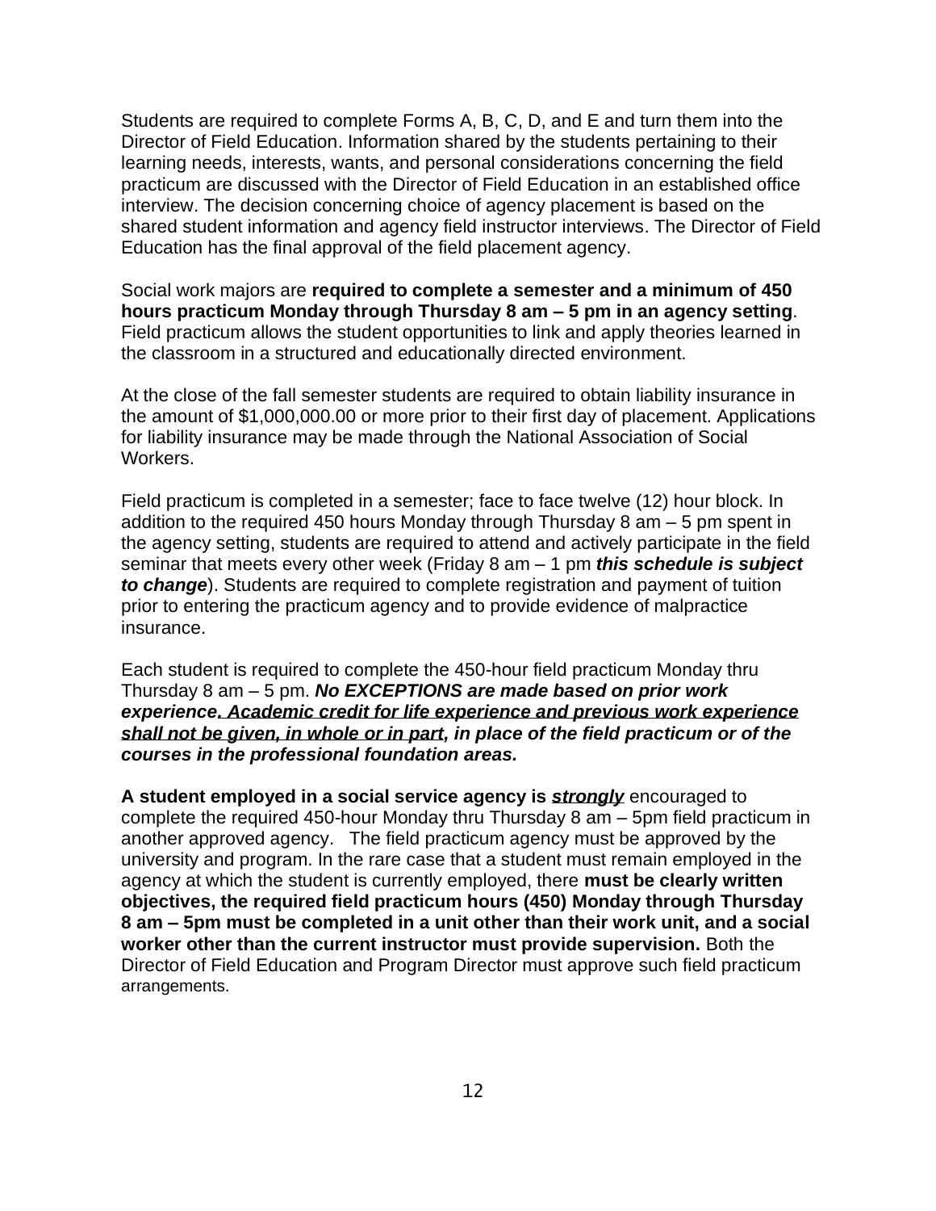Students are required to complete Forms A, B, C, D, and E and turn them into the Director of Field Education. Information shared by the students pertaining to their learning needs, interests, wants, and personal considerations concerning the field practicum are discussed with the Director of Field Education in an established office interview. The decision concerning choice of agency placement is based on the shared student information and agency field instructor interviews. The Director of Field Education has the final approval of the field placement agency.

Social work majors are **required to complete a semester and a minimum of 450 hours practicum Monday through Thursday 8 am – 5 pm in an agency setting**. Field practicum allows the student opportunities to link and apply theories learned in the classroom in a structured and educationally directed environment.

At the close of the fall semester students are required to obtain liability insurance in the amount of $1,000,000.00 or more prior to their first day of placement. Applications for liability insurance may be made through the National Association of Social Workers.

Field practicum is completed in a semester; face to face twelve (12) hour block. In addition to the required 450 hours Monday through Thursday 8 am – 5 pm spent in the agency setting, students are required to attend and actively participate in the field seminar that meets every other week (Friday 8 am – 1 pm ***this schedule is subject to change***). Students are required to complete registration and payment of tuition prior to entering the practicum agency and to provide evidence of malpractice insurance.

Each student is required to complete the 450-hour field practicum Monday thru Thursday 8 am – 5 pm. ***No EXCEPTIONS are made based on prior work experience<u>. Academic credit for life experience and previous work experience shall not be given, in whole or in part</u>, in place of the field practicum or of the courses in the professional foundation areas.***

**A student employed in a social service agency is *<u>strongly</u>*** encouraged to complete the required 450-hour Monday thru Thursday 8 am – 5pm field practicum in another approved agency. The field practicum agency must be approved by the university and program. In the rare case that a student must remain employed in the agency at which the student is currently employed, there **must be clearly written objectives, the required field practicum hours (450) Monday through Thursday 8 am – 5pm must be completed in a unit other than their work unit, and a social worker other than the current instructor must provide supervision.** Both the Director of Field Education and Program Director must approve such field practicum arrangements.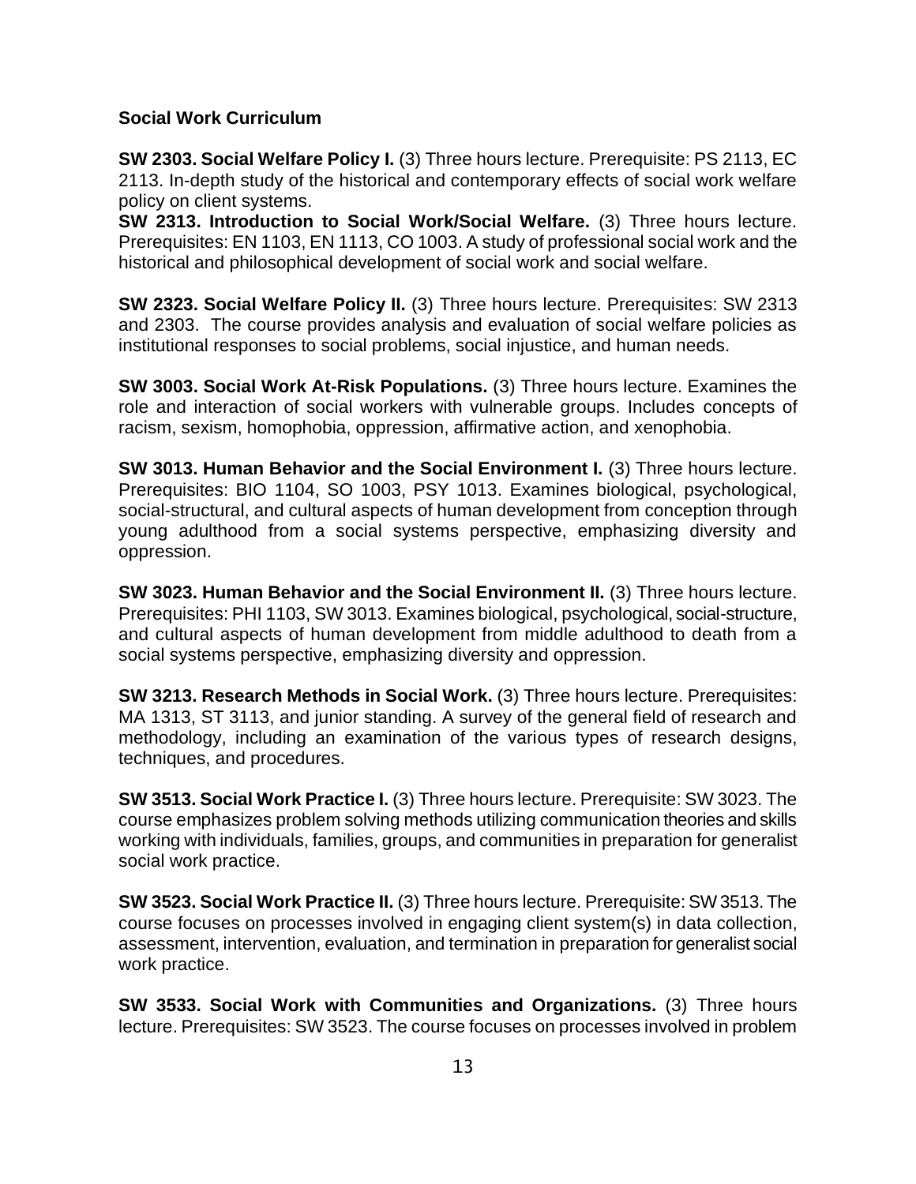**Social Work Curriculum**

**SW 2303. Social Welfare Policy I.** (3) Three hours lecture. Prerequisite: PS 2113, EC 2113. In-depth study of the historical and contemporary effects of social work welfare policy on client systems.

**SW 2313. Introduction to Social Work/Social Welfare.** (3) Three hours lecture. Prerequisites: EN 1103, EN 1113, CO 1003. A study of professional social work and the historical and philosophical development of social work and social welfare.

**SW 2323. Social Welfare Policy II.** (3) Three hours lecture. Prerequisites: SW 2313 and 2303. The course provides analysis and evaluation of social welfare policies as institutional responses to social problems, social injustice, and human needs.

**SW 3003. Social Work At-Risk Populations.** (3) Three hours lecture. Examines the role and interaction of social workers with vulnerable groups. Includes concepts of racism, sexism, homophobia, oppression, affirmative action, and xenophobia.

**SW 3013. Human Behavior and the Social Environment I.** (3) Three hours lecture. Prerequisites: BIO 1104, SO 1003, PSY 1013. Examines biological, psychological, social-structural, and cultural aspects of human development from conception through young adulthood from a social systems perspective, emphasizing diversity and oppression.

**SW 3023. Human Behavior and the Social Environment II.** (3) Three hours lecture. Prerequisites: PHI 1103, SW 3013. Examines biological, psychological, social-structure, and cultural aspects of human development from middle adulthood to death from a social systems perspective, emphasizing diversity and oppression.

**SW 3213. Research Methods in Social Work.** (3) Three hours lecture. Prerequisites: MA 1313, ST 3113, and junior standing. A survey of the general field of research and methodology, including an examination of the various types of research designs, techniques, and procedures.

**SW 3513. Social Work Practice I.** (3) Three hours lecture. Prerequisite: SW 3023. The course emphasizes problem solving methods utilizing communication theories and skills working with individuals, families, groups, and communities in preparation for generalist social work practice.

**SW 3523. Social Work Practice II.** (3) Three hours lecture. Prerequisite: SW 3513. The course focuses on processes involved in engaging client system(s) in data collection, assessment, intervention, evaluation, and termination in preparation for generalist social work practice.

**SW 3533. Social Work with Communities and Organizations.** (3) Three hours lecture. Prerequisites: SW 3523. The course focuses on processes involved in problem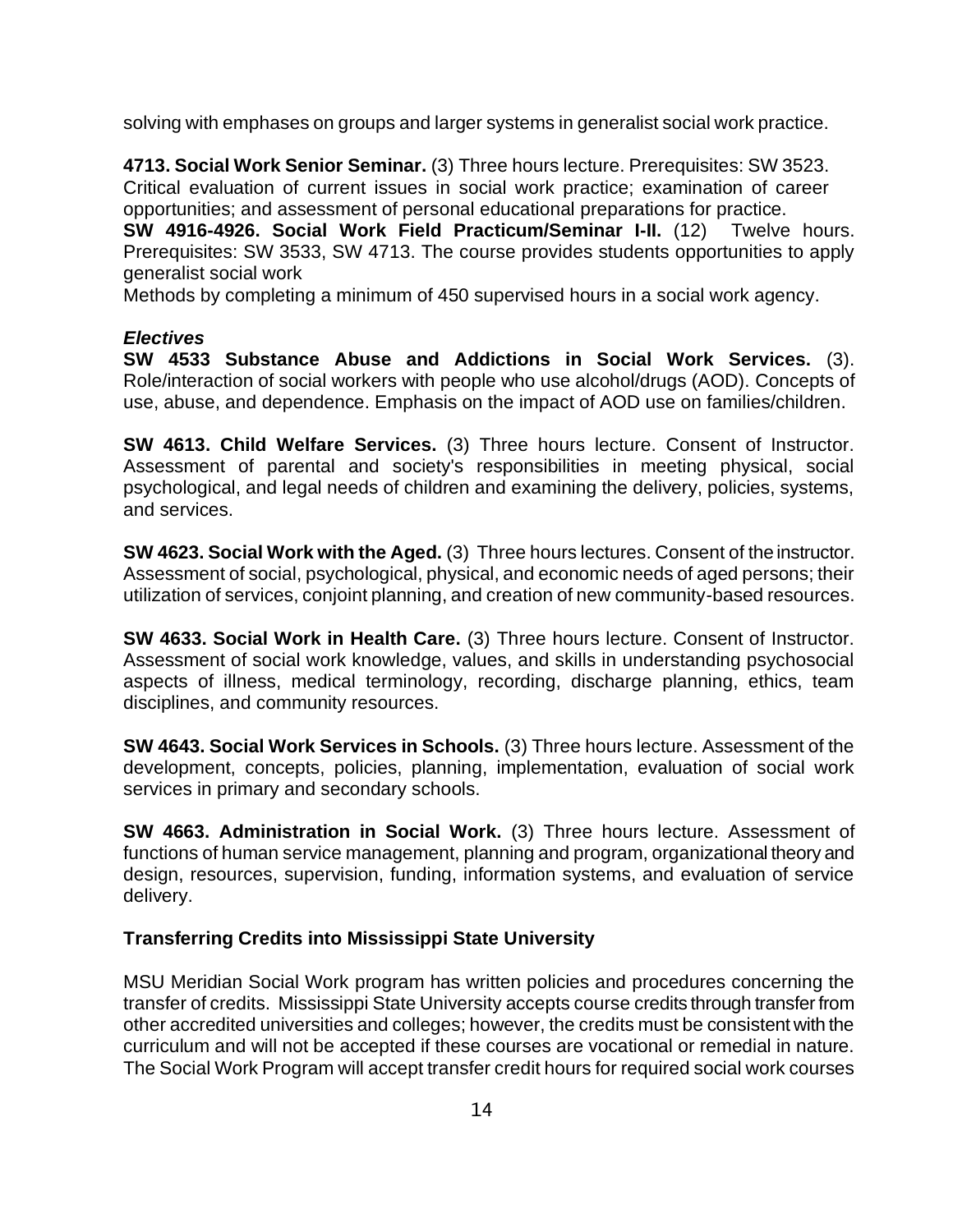solving with emphases on groups and larger systems in generalist social work practice.

**4713. Social Work Senior Seminar.** (3) Three hours lecture. Prerequisites: SW 3523. Critical evaluation of current issues in social work practice; examination of career opportunities; and assessment of personal educational preparations for practice.

**SW 4916-4926. Social Work Field Practicum/Seminar I-II.** (12) Twelve hours. Prerequisites: SW 3533, SW 4713. The course provides students opportunities to apply generalist social work

Methods by completing a minimum of 450 supervised hours in a social work agency.

***Electives***

**SW 4533 Substance Abuse and Addictions in Social Work Services.** (3). Role/interaction of social workers with people who use alcohol/drugs (AOD). Concepts of use, abuse, and dependence. Emphasis on the impact of AOD use on families/children.

**SW 4613. Child Welfare Services.** (3) Three hours lecture. Consent of Instructor. Assessment of parental and society's responsibilities in meeting physical, social psychological, and legal needs of children and examining the delivery, policies, systems, and services.

**SW 4623. Social Work with the Aged.** (3) Three hours lectures. Consent of the instructor. Assessment of social, psychological, physical, and economic needs of aged persons; their utilization of services, conjoint planning, and creation of new community-based resources.

**SW 4633. Social Work in Health Care.** (3) Three hours lecture. Consent of Instructor. Assessment of social work knowledge, values, and skills in understanding psychosocial aspects of illness, medical terminology, recording, discharge planning, ethics, team disciplines, and community resources.

**SW 4643. Social Work Services in Schools.** (3) Three hours lecture. Assessment of the development, concepts, policies, planning, implementation, evaluation of social work services in primary and secondary schools.

**SW 4663. Administration in Social Work.** (3) Three hours lecture. Assessment of functions of human service management, planning and program, organizational theory and design, resources, supervision, funding, information systems, and evaluation of service delivery.

**Transferring Credits into Mississippi State University**

MSU Meridian Social Work program has written policies and procedures concerning the transfer of credits. Mississippi State University accepts course credits through transfer from other accredited universities and colleges; however, the credits must be consistent with the curriculum and will not be accepted if these courses are vocational or remedial in nature. The Social Work Program will accept transfer credit hours for required social work courses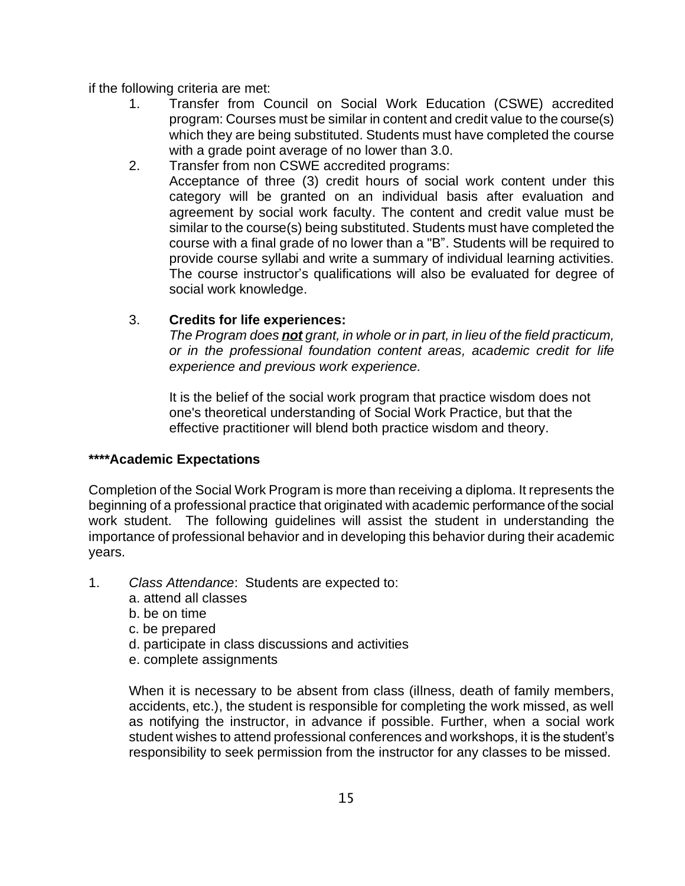if the following criteria are met:

1. Transfer from Council on Social Work Education (CSWE) accredited program: Courses must be similar in content and credit value to the course(s) which they are being substituted. Students must have completed the course with a grade point average of no lower than 3.0.
2. Transfer from non CSWE accredited programs:
   Acceptance of three (3) credit hours of social work content under this category will be granted on an individual basis after evaluation and agreement by social work faculty. The content and credit value must be similar to the course(s) being substituted. Students must have completed the course with a final grade of no lower than a "B". Students will be required to provide course syllabi and write a summary of individual learning activities. The course instructor's qualifications will also be evaluated for degree of social work knowledge.

3. **Credits for life experiences:**
   *The Program does **not** grant, in whole or in part, in lieu of the field practicum, or in the professional foundation content areas, academic credit for life experience and previous work experience.*

   It is the belief of the social work program that practice wisdom does not one's theoretical understanding of Social Work Practice, but that the effective practitioner will blend both practice wisdom and theory.

**\*\*\*\*Academic Expectations**

Completion of the Social Work Program is more than receiving a diploma. It represents the beginning of a professional practice that originated with academic performance of the social work student. The following guidelines will assist the student in understanding the importance of professional behavior and in developing this behavior during their academic years.

1. *Class Attendance*: Students are expected to:
   a. attend all classes
   b. be on time
   c. be prepared
   d. participate in class discussions and activities
   e. complete assignments

   When it is necessary to be absent from class (illness, death of family members, accidents, etc.), the student is responsible for completing the work missed, as well as notifying the instructor, in advance if possible. Further, when a social work student wishes to attend professional conferences and workshops, it is the student's responsibility to seek permission from the instructor for any classes to be missed.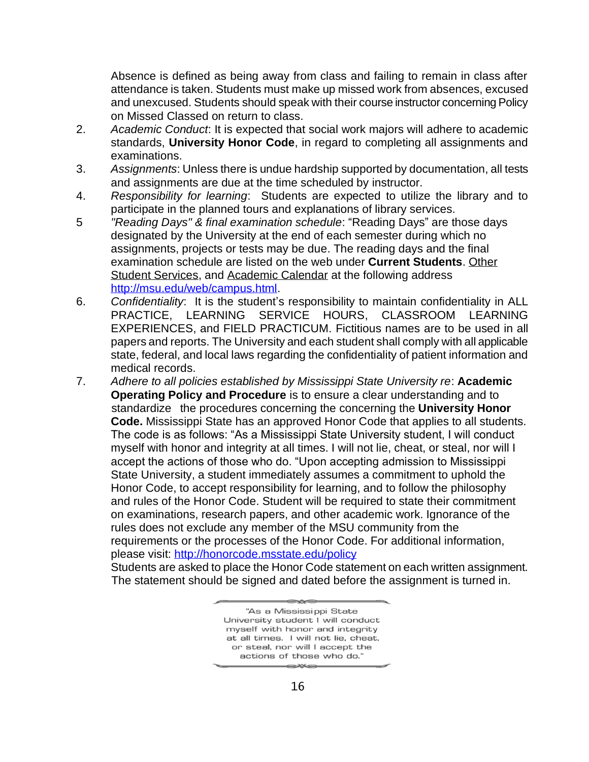Absence is defined as being away from class and failing to remain in class after attendance is taken. Students must make up missed work from absences, excused and unexcused. Students should speak with their course instructor concerning Policy on Missed Classed on return to class.

2. *Academic Conduct*: It is expected that social work majors will adhere to academic standards, **University Honor Code**, in regard to completing all assignments and examinations.
3. *Assignments*: Unless there is undue hardship supported by documentation, all tests and assignments are due at the time scheduled by instructor.
4. *Responsibility for learning*: Students are expected to utilize the library and to participate in the planned tours and explanations of library services.
5. *"Reading Days" & final examination schedule*: "Reading Days" are those days designated by the University at the end of each semester during which no assignments, projects or tests may be due. The reading days and the final examination schedule are listed on the web under **Current Students**. Other Student Services, and Academic Calendar at the following address http://msu.edu/web/campus.html.
6. *Confidentiality*: It is the student's responsibility to maintain confidentiality in ALL PRACTICE, LEARNING SERVICE HOURS, CLASSROOM LEARNING EXPERIENCES, and FIELD PRACTICUM. Fictitious names are to be used in all papers and reports. The University and each student shall comply with all applicable state, federal, and local laws regarding the confidentiality of patient information and medical records.
7. *Adhere to all policies established by Mississippi State University re*: **Academic Operating Policy and Procedure** is to ensure a clear understanding and to standardize the procedures concerning the concerning the **University Honor Code.** Mississippi State has an approved Honor Code that applies to all students. The code is as follows: "As a Mississippi State University student, I will conduct myself with honor and integrity at all times. I will not lie, cheat, or steal, nor will I accept the actions of those who do. "Upon accepting admission to Mississippi State University, a student immediately assumes a commitment to uphold the Honor Code, to accept responsibility for learning, and to follow the philosophy and rules of the Honor Code. Student will be required to state their commitment on examinations, research papers, and other academic work. Ignorance of the rules does not exclude any member of the MSU community from the requirements or the processes of the Honor Code. For additional information, please visit: http://honorcode.msstate.edu/policy

   Students are asked to place the Honor Code statement on each written assignment. The statement should be signed and dated before the assignment is turned in.

"As a Mississippi State University student I will conduct myself with honor and integrity at all times. I will not lie, cheat, or steal, nor will I accept the actions of those who do."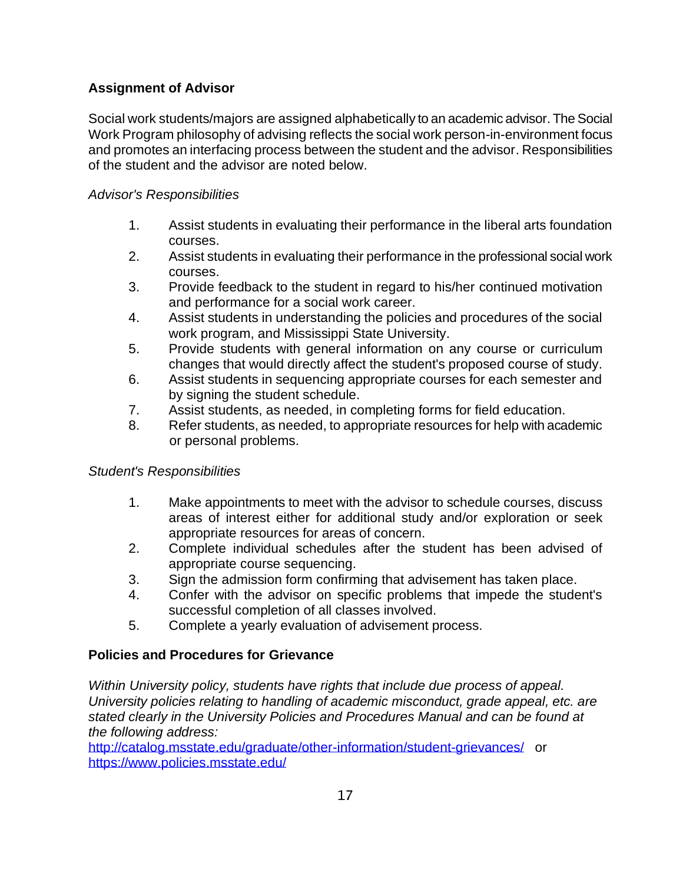## Assignment of Advisor

Social work students/majors are assigned alphabetically to an academic advisor. The Social Work Program philosophy of advising reflects the social work person-in-environment focus and promotes an interfacing process between the student and the advisor. Responsibilities of the student and the advisor are noted below.

*Advisor's Responsibilities*

1. Assist students in evaluating their performance in the liberal arts foundation courses.
2. Assist students in evaluating their performance in the professional social work courses.
3. Provide feedback to the student in regard to his/her continued motivation and performance for a social work career.
4. Assist students in understanding the policies and procedures of the social work program, and Mississippi State University.
5. Provide students with general information on any course or curriculum changes that would directly affect the student's proposed course of study.
6. Assist students in sequencing appropriate courses for each semester and by signing the student schedule.
7. Assist students, as needed, in completing forms for field education.
8. Refer students, as needed, to appropriate resources for help with academic or personal problems.

*Student's Responsibilities*

1. Make appointments to meet with the advisor to schedule courses, discuss areas of interest either for additional study and/or exploration or seek appropriate resources for areas of concern.
2. Complete individual schedules after the student has been advised of appropriate course sequencing.
3. Sign the admission form confirming that advisement has taken place.
4. Confer with the advisor on specific problems that impede the student's successful completion of all classes involved.
5. Complete a yearly evaluation of advisement process.

## Policies and Procedures for Grievance

*Within University policy, students have rights that include due process of appeal. University policies relating to handling of academic misconduct, grade appeal, etc. are stated clearly in the University Policies and Procedures Manual and can be found at the following address:*
http://catalog.msstate.edu/graduate/other-information/student-grievances/ or
https://www.policies.msstate.edu/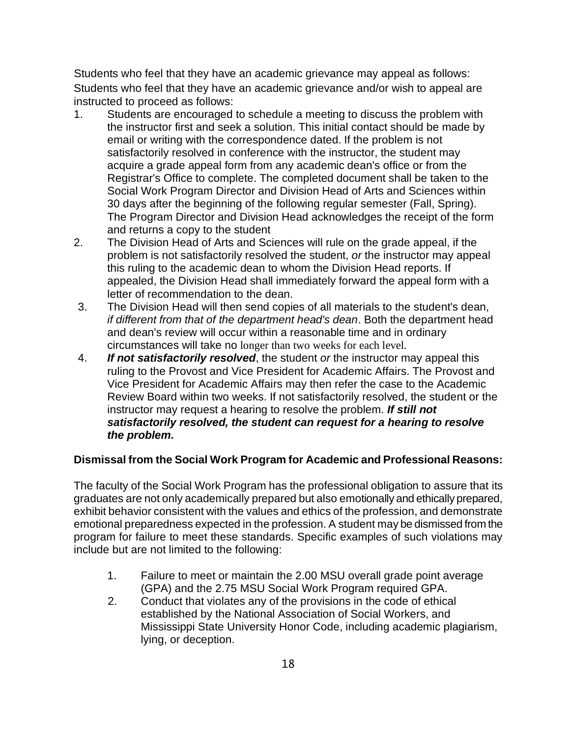Students who feel that they have an academic grievance may appeal as follows:
Students who feel that they have an academic grievance and/or wish to appeal are instructed to proceed as follows:

1. Students are encouraged to schedule a meeting to discuss the problem with the instructor first and seek a solution. This initial contact should be made by email or writing with the correspondence dated. If the problem is not satisfactorily resolved in conference with the instructor, the student may acquire a grade appeal form from any academic dean's office or from the Registrar's Office to complete. The completed document shall be taken to the Social Work Program Director and Division Head of Arts and Sciences within 30 days after the beginning of the following regular semester (Fall, Spring). The Program Director and Division Head acknowledges the receipt of the form and returns a copy to the student
2. The Division Head of Arts and Sciences will rule on the grade appeal, if the problem is not satisfactorily resolved the student, *or* the instructor may appeal this ruling to the academic dean to whom the Division Head reports. If appealed, the Division Head shall immediately forward the appeal form with a letter of recommendation to the dean.
3. The Division Head will then send copies of all materials to the student's dean, *if different from that of the department head's dean*. Both the department head and dean's review will occur within a reasonable time and in ordinary circumstances will take no longer than two weeks for each level.
4. ***If not satisfactorily resolved***, the student *or* the instructor may appeal this ruling to the Provost and Vice President for Academic Affairs. The Provost and Vice President for Academic Affairs may then refer the case to the Academic Review Board within two weeks. If not satisfactorily resolved, the student or the instructor may request a hearing to resolve the problem. ***If still not satisfactorily resolved, the student can request for a hearing to resolve the problem.***

**Dismissal from the Social Work Program for Academic and Professional Reasons:**

The faculty of the Social Work Program has the professional obligation to assure that its graduates are not only academically prepared but also emotionally and ethically prepared, exhibit behavior consistent with the values and ethics of the profession, and demonstrate emotional preparedness expected in the profession. A student may be dismissed from the program for failure to meet these standards. Specific examples of such violations may include but are not limited to the following:

1. Failure to meet or maintain the 2.00 MSU overall grade point average (GPA) and the 2.75 MSU Social Work Program required GPA.
2. Conduct that violates any of the provisions in the code of ethical established by the National Association of Social Workers, and Mississippi State University Honor Code, including academic plagiarism, lying, or deception.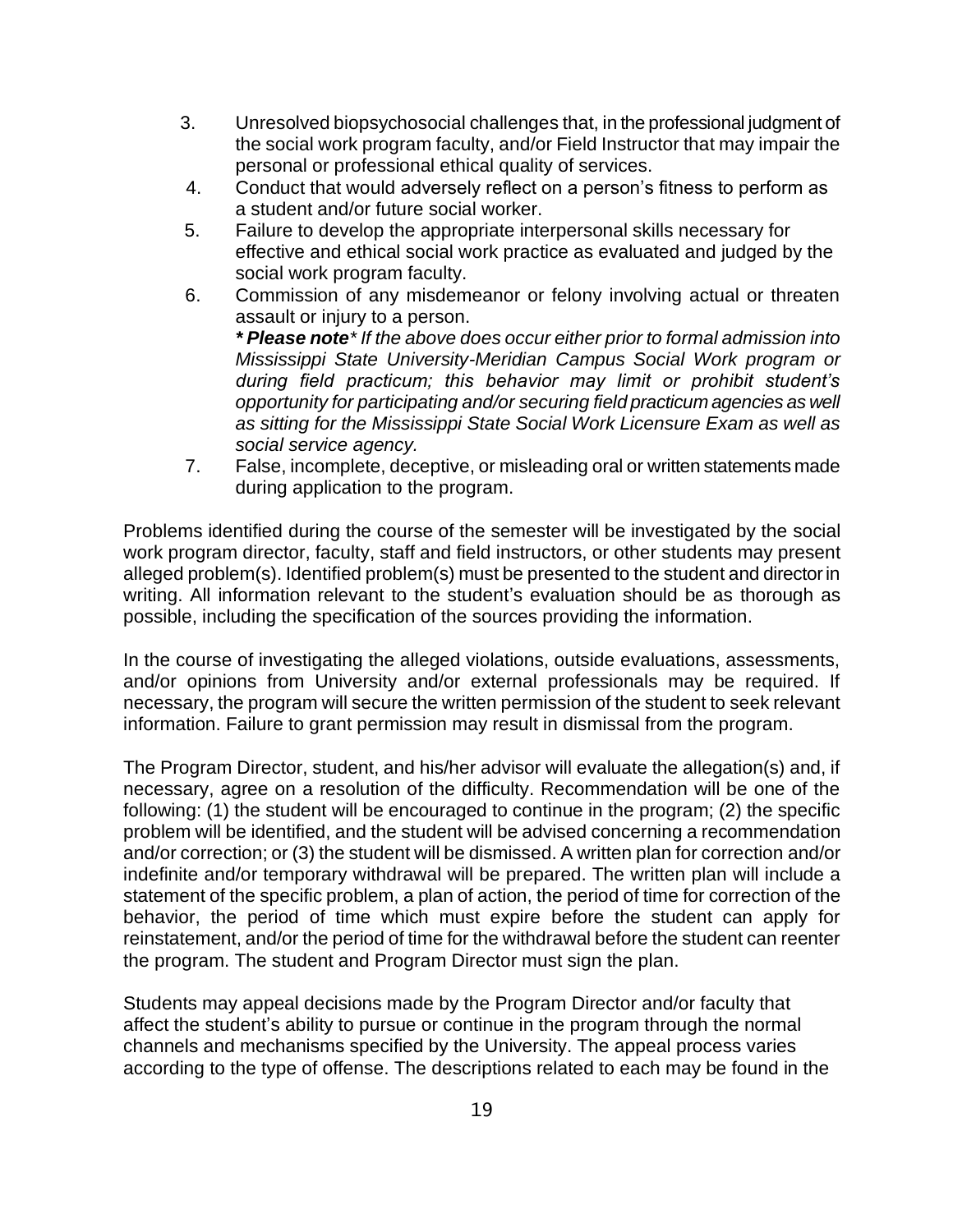3. Unresolved biopsychosocial challenges that, in the professional judgment of the social work program faculty, and/or Field Instructor that may impair the personal or professional ethical quality of services.
4. Conduct that would adversely reflect on a person's fitness to perform as a student and/or future social worker.
5. Failure to develop the appropriate interpersonal skills necessary for effective and ethical social work practice as evaluated and judged by the social work program faculty.
6. Commission of any misdemeanor or felony involving actual or threaten assault or injury to a person.
   ***Please note*** *If the above does occur either prior to formal admission into Mississippi State University-Meridian Campus Social Work program or during field practicum; this behavior may limit or prohibit student's opportunity for participating and/or securing field practicum agencies as well as sitting for the Mississippi State Social Work Licensure Exam as well as social service agency.*
7. False, incomplete, deceptive, or misleading oral or written statements made during application to the program.

Problems identified during the course of the semester will be investigated by the social work program director, faculty, staff and field instructors, or other students may present alleged problem(s). Identified problem(s) must be presented to the student and director in writing. All information relevant to the student's evaluation should be as thorough as possible, including the specification of the sources providing the information.

In the course of investigating the alleged violations, outside evaluations, assessments, and/or opinions from University and/or external professionals may be required. If necessary, the program will secure the written permission of the student to seek relevant information. Failure to grant permission may result in dismissal from the program.

The Program Director, student, and his/her advisor will evaluate the allegation(s) and, if necessary, agree on a resolution of the difficulty. Recommendation will be one of the following: (1) the student will be encouraged to continue in the program; (2) the specific problem will be identified, and the student will be advised concerning a recommendation and/or correction; or (3) the student will be dismissed. A written plan for correction and/or indefinite and/or temporary withdrawal will be prepared. The written plan will include a statement of the specific problem, a plan of action, the period of time for correction of the behavior, the period of time which must expire before the student can apply for reinstatement, and/or the period of time for the withdrawal before the student can reenter the program. The student and Program Director must sign the plan.

Students may appeal decisions made by the Program Director and/or faculty that affect the student's ability to pursue or continue in the program through the normal channels and mechanisms specified by the University. The appeal process varies according to the type of offense. The descriptions related to each may be found in the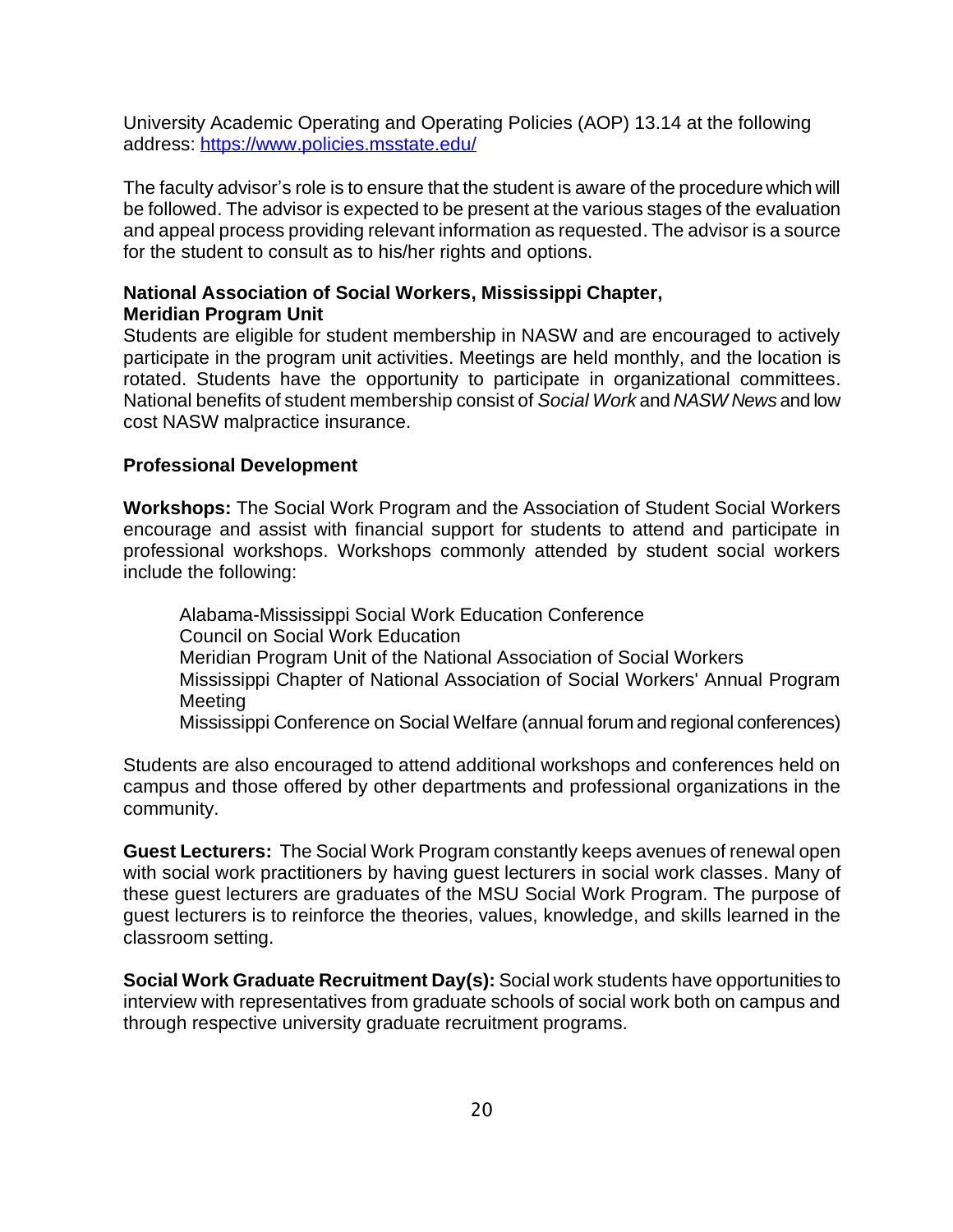University Academic Operating and Operating Policies (AOP) 13.14 at the following address: [https://www.policies.msstate.edu/](https://www.policies.msstate.edu/)

The faculty advisor's role is to ensure that the student is aware of the procedure which will be followed. The advisor is expected to be present at the various stages of the evaluation and appeal process providing relevant information as requested. The advisor is a source for the student to consult as to his/her rights and options.

**National Association of Social Workers, Mississippi Chapter, Meridian Program Unit**

Students are eligible for student membership in NASW and are encouraged to actively participate in the program unit activities. Meetings are held monthly, and the location is rotated. Students have the opportunity to participate in organizational committees. National benefits of student membership consist of *Social Work* and *NASW News* and low cost NASW malpractice insurance.

**Professional Development**

**Workshops:** The Social Work Program and the Association of Student Social Workers encourage and assist with financial support for students to attend and participate in professional workshops. Workshops commonly attended by student social workers include the following:

- Alabama-Mississippi Social Work Education Conference
- Council on Social Work Education
- Meridian Program Unit of the National Association of Social Workers
- Mississippi Chapter of National Association of Social Workers' Annual Program Meeting
- Mississippi Conference on Social Welfare (annual forum and regional conferences)

Students are also encouraged to attend additional workshops and conferences held on campus and those offered by other departments and professional organizations in the community.

**Guest Lecturers:** The Social Work Program constantly keeps avenues of renewal open with social work practitioners by having guest lecturers in social work classes. Many of these guest lecturers are graduates of the MSU Social Work Program. The purpose of guest lecturers is to reinforce the theories, values, knowledge, and skills learned in the classroom setting.

**Social Work Graduate Recruitment Day(s):** Social work students have opportunities to interview with representatives from graduate schools of social work both on campus and through respective university graduate recruitment programs.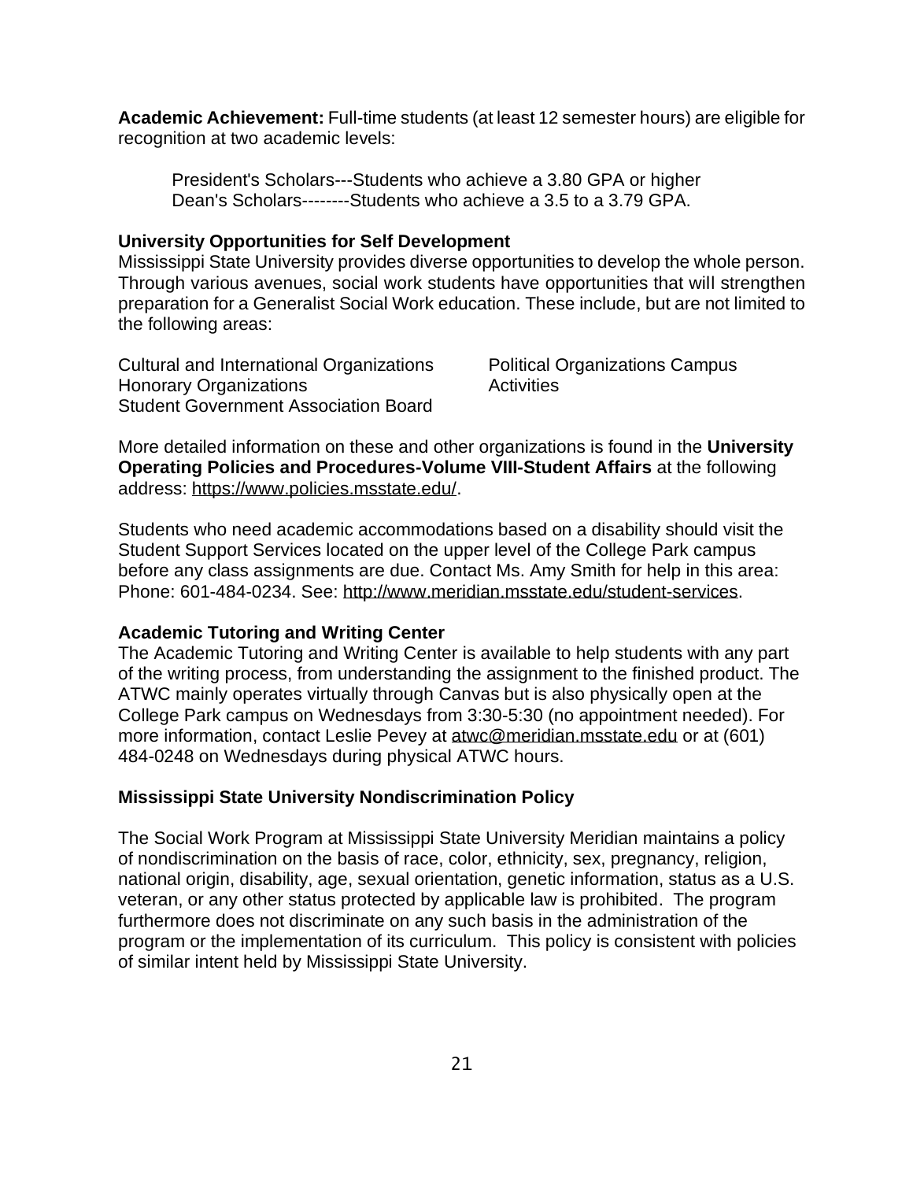**Academic Achievement:** Full-time students (at least 12 semester hours) are eligible for recognition at two academic levels:

President's Scholars---Students who achieve a 3.80 GPA or higher
Dean's Scholars--------Students who achieve a 3.5 to a 3.79 GPA.

**University Opportunities for Self Development**

Mississippi State University provides diverse opportunities to develop the whole person. Through various avenues, social work students have opportunities that will strengthen preparation for a Generalist Social Work education. These include, but are not limited to the following areas:

Cultural and International Organizations
Honorary Organizations
Student Government Association Board
Political Organizations Campus Activities

More detailed information on these and other organizations is found in the **University Operating Policies and Procedures-Volume VIII-Student Affairs** at the following address: https://www.policies.msstate.edu/.

Students who need academic accommodations based on a disability should visit the Student Support Services located on the upper level of the College Park campus before any class assignments are due. Contact Ms. Amy Smith for help in this area: Phone: 601-484-0234. See: http://www.meridian.msstate.edu/student-services.

**Academic Tutoring and Writing Center**

The Academic Tutoring and Writing Center is available to help students with any part of the writing process, from understanding the assignment to the finished product. The ATWC mainly operates virtually through Canvas but is also physically open at the College Park campus on Wednesdays from 3:30-5:30 (no appointment needed). For more information, contact Leslie Pevey at atwc@meridian.msstate.edu or at (601) 484-0248 on Wednesdays during physical ATWC hours.

**Mississippi State University Nondiscrimination Policy**

The Social Work Program at Mississippi State University Meridian maintains a policy of nondiscrimination on the basis of race, color, ethnicity, sex, pregnancy, religion, national origin, disability, age, sexual orientation, genetic information, status as a U.S. veteran, or any other status protected by applicable law is prohibited. The program furthermore does not discriminate on any such basis in the administration of the program or the implementation of its curriculum. This policy is consistent with policies of similar intent held by Mississippi State University.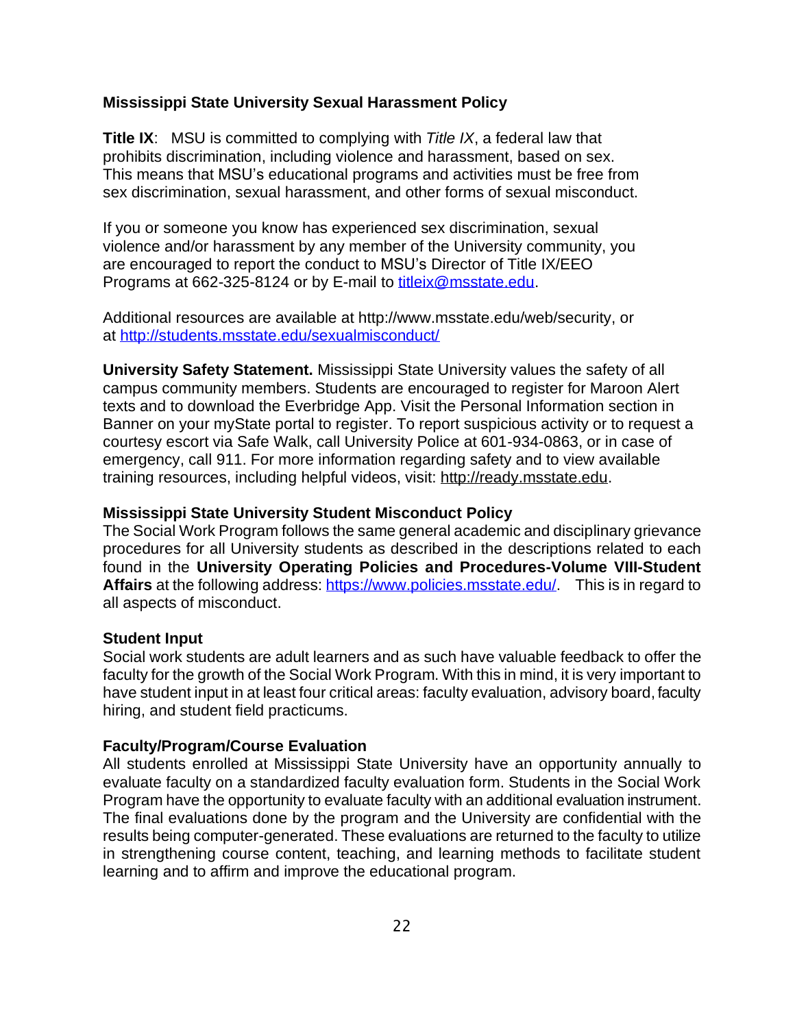**Mississippi State University Sexual Harassment Policy**

**Title IX**: MSU is committed to complying with *Title IX*, a federal law that prohibits discrimination, including violence and harassment, based on sex. This means that MSU's educational programs and activities must be free from sex discrimination, sexual harassment, and other forms of sexual misconduct.

If you or someone you know has experienced sex discrimination, sexual violence and/or harassment by any member of the University community, you are encouraged to report the conduct to MSU's Director of Title IX/EEO Programs at 662-325-8124 or by E-mail to titleix@msstate.edu.

Additional resources are available at http://www.msstate.edu/web/security, or at http://students.msstate.edu/sexualmisconduct/

**University Safety Statement.** Mississippi State University values the safety of all campus community members. Students are encouraged to register for Maroon Alert texts and to download the Everbridge App. Visit the Personal Information section in Banner on your myState portal to register. To report suspicious activity or to request a courtesy escort via Safe Walk, call University Police at 601-934-0863, or in case of emergency, call 911. For more information regarding safety and to view available training resources, including helpful videos, visit: http://ready.msstate.edu.

**Mississippi State University Student Misconduct Policy**

The Social Work Program follows the same general academic and disciplinary grievance procedures for all University students as described in the descriptions related to each found in the **University Operating Policies and Procedures-Volume VIII-Student Affairs** at the following address: https://www.policies.msstate.edu/. This is in regard to all aspects of misconduct.

**Student Input**

Social work students are adult learners and as such have valuable feedback to offer the faculty for the growth of the Social Work Program. With this in mind, it is very important to have student input in at least four critical areas: faculty evaluation, advisory board, faculty hiring, and student field practicums.

**Faculty/Program/Course Evaluation**

All students enrolled at Mississippi State University have an opportunity annually to evaluate faculty on a standardized faculty evaluation form. Students in the Social Work Program have the opportunity to evaluate faculty with an additional evaluation instrument. The final evaluations done by the program and the University are confidential with the results being computer-generated. These evaluations are returned to the faculty to utilize in strengthening course content, teaching, and learning methods to facilitate student learning and to affirm and improve the educational program.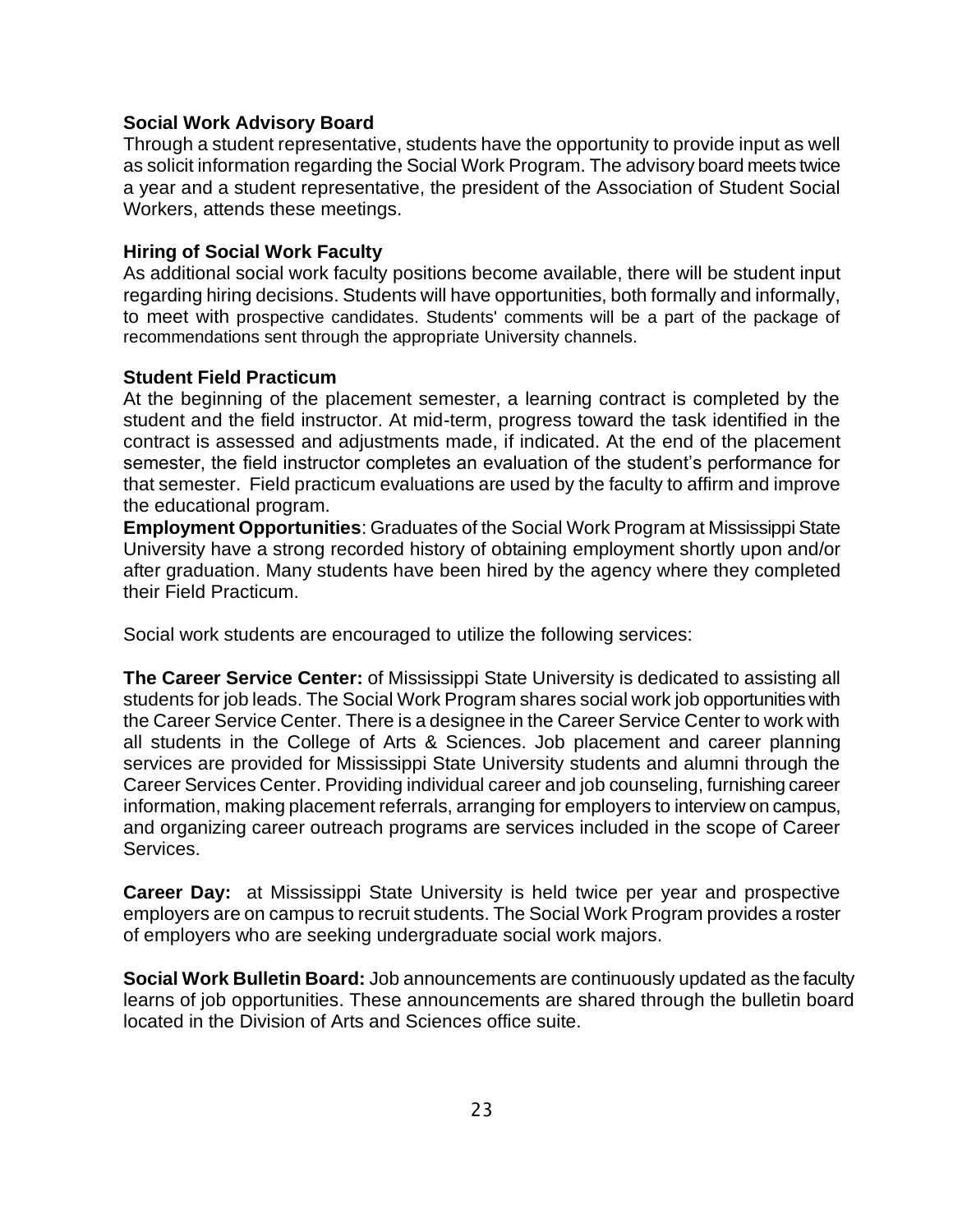**Social Work Advisory Board**

Through a student representative, students have the opportunity to provide input as well as solicit information regarding the Social Work Program. The advisory board meets twice a year and a student representative, the president of the Association of Student Social Workers, attends these meetings.

**Hiring of Social Work Faculty**

As additional social work faculty positions become available, there will be student input regarding hiring decisions. Students will have opportunities, both formally and informally, to meet with prospective candidates. Students' comments will be a part of the package of recommendations sent through the appropriate University channels.

**Student Field Practicum**

At the beginning of the placement semester, a learning contract is completed by the student and the field instructor. At mid-term, progress toward the task identified in the contract is assessed and adjustments made, if indicated. At the end of the placement semester, the field instructor completes an evaluation of the student's performance for that semester. Field practicum evaluations are used by the faculty to affirm and improve the educational program.

**Employment Opportunities**: Graduates of the Social Work Program at Mississippi State University have a strong recorded history of obtaining employment shortly upon and/or after graduation. Many students have been hired by the agency where they completed their Field Practicum.

Social work students are encouraged to utilize the following services:

**The Career Service Center:** of Mississippi State University is dedicated to assisting all students for job leads. The Social Work Program shares social work job opportunities with the Career Service Center. There is a designee in the Career Service Center to work with all students in the College of Arts & Sciences. Job placement and career planning services are provided for Mississippi State University students and alumni through the Career Services Center. Providing individual career and job counseling, furnishing career information, making placement referrals, arranging for employers to interview on campus, and organizing career outreach programs are services included in the scope of Career Services.

**Career Day:** at Mississippi State University is held twice per year and prospective employers are on campus to recruit students. The Social Work Program provides a roster of employers who are seeking undergraduate social work majors.

**Social Work Bulletin Board:** Job announcements are continuously updated as the faculty learns of job opportunities. These announcements are shared through the bulletin board located in the Division of Arts and Sciences office suite.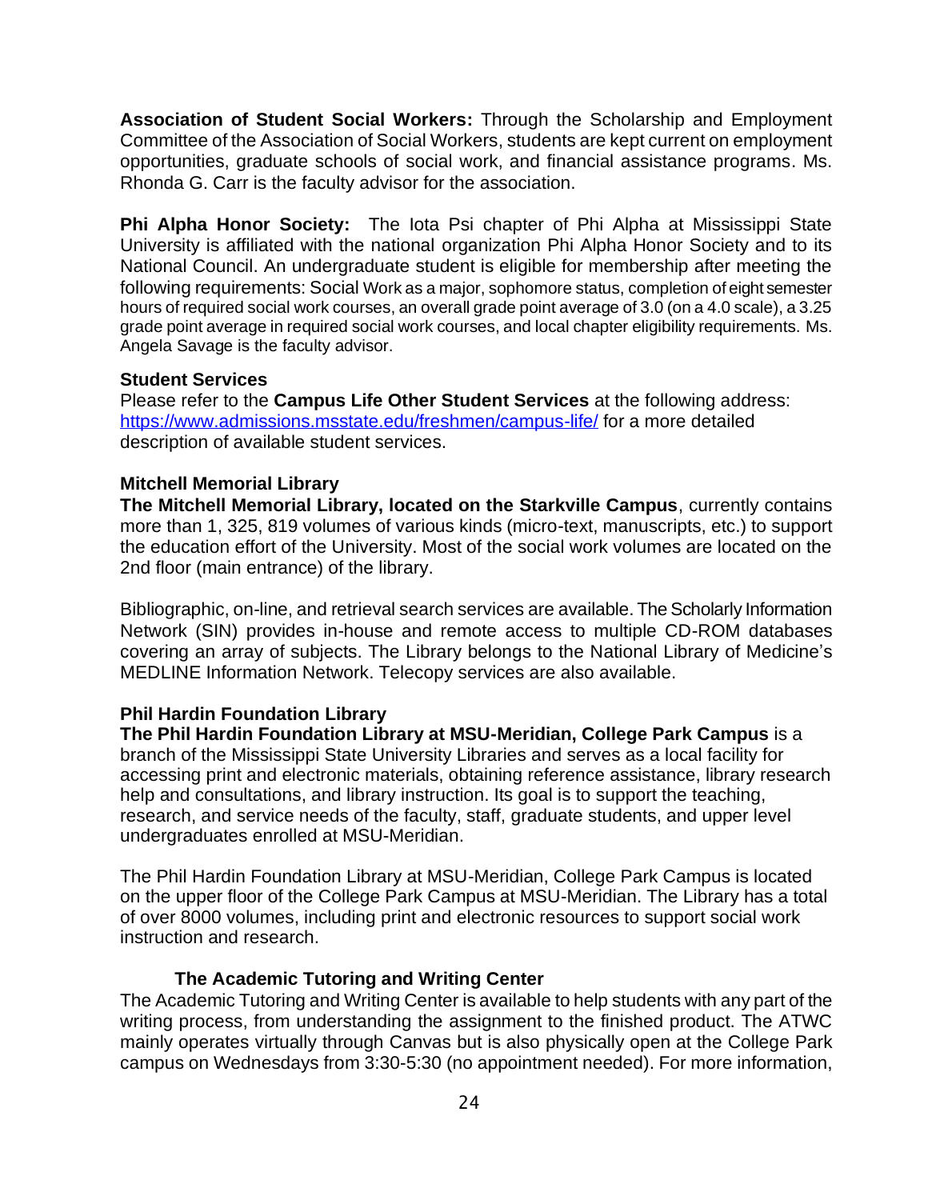**Association of Student Social Workers:** Through the Scholarship and Employment Committee of the Association of Social Workers, students are kept current on employment opportunities, graduate schools of social work, and financial assistance programs. Ms. Rhonda G. Carr is the faculty advisor for the association.

**Phi Alpha Honor Society:** The Iota Psi chapter of Phi Alpha at Mississippi State University is affiliated with the national organization Phi Alpha Honor Society and to its National Council. An undergraduate student is eligible for membership after meeting the following requirements: Social Work as a major, sophomore status, completion of eight semester hours of required social work courses, an overall grade point average of 3.0 (on a 4.0 scale), a 3.25 grade point average in required social work courses, and local chapter eligibility requirements. Ms. Angela Savage is the faculty advisor.

### Student Services

Please refer to the **Campus Life Other Student Services** at the following address: https://www.admissions.msstate.edu/freshmen/campus-life/ for a more detailed description of available student services.

### Mitchell Memorial Library

**The Mitchell Memorial Library, located on the Starkville Campus**, currently contains more than 1, 325, 819 volumes of various kinds (micro-text, manuscripts, etc.) to support the education effort of the University. Most of the social work volumes are located on the 2nd floor (main entrance) of the library.

Bibliographic, on-line, and retrieval search services are available. The Scholarly Information Network (SIN) provides in-house and remote access to multiple CD-ROM databases covering an array of subjects. The Library belongs to the National Library of Medicine's MEDLINE Information Network. Telecopy services are also available.

### Phil Hardin Foundation Library

**The Phil Hardin Foundation Library at MSU-Meridian, College Park Campus** is a branch of the Mississippi State University Libraries and serves as a local facility for accessing print and electronic materials, obtaining reference assistance, library research help and consultations, and library instruction. Its goal is to support the teaching, research, and service needs of the faculty, staff, graduate students, and upper level undergraduates enrolled at MSU-Meridian.

The Phil Hardin Foundation Library at MSU-Meridian, College Park Campus is located on the upper floor of the College Park Campus at MSU-Meridian. The Library has a total of over 8000 volumes, including print and electronic resources to support social work instruction and research.

### The Academic Tutoring and Writing Center

The Academic Tutoring and Writing Center is available to help students with any part of the writing process, from understanding the assignment to the finished product. The ATWC mainly operates virtually through Canvas but is also physically open at the College Park campus on Wednesdays from 3:30-5:30 (no appointment needed). For more information,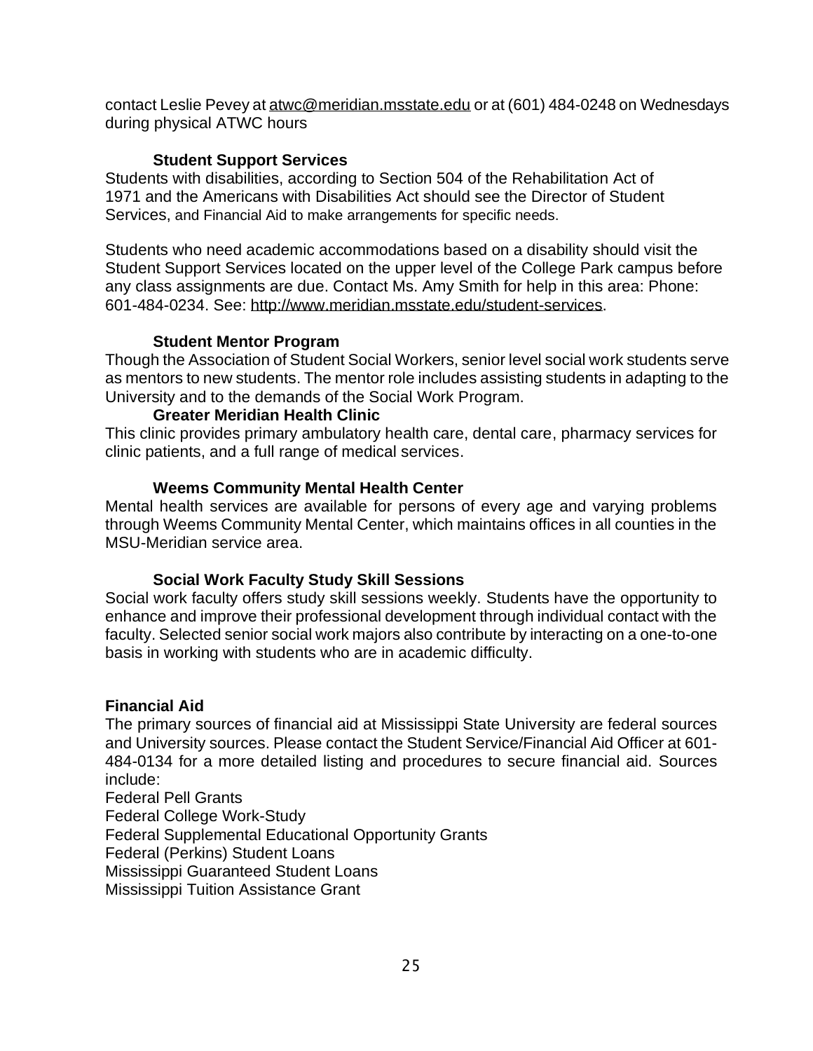contact Leslie Pevey at [atwc@meridian.msstate.edu](mailto:atwc@meridian.msstate.edu) or at (601) 484-0248 on Wednesdays during physical ATWC hours

### Student Support Services

Students with disabilities, according to Section 504 of the Rehabilitation Act of 1971 and the Americans with Disabilities Act should see the Director of Student Services, and Financial Aid to make arrangements for specific needs.

Students who need academic accommodations based on a disability should visit the Student Support Services located on the upper level of the College Park campus before any class assignments are due. Contact Ms. Amy Smith for help in this area: Phone: 601-484-0234. See: [http://www.meridian.msstate.edu/student-services](http://www.meridian.msstate.edu/student-services).

### Student Mentor Program

Though the Association of Student Social Workers, senior level social work students serve as mentors to new students. The mentor role includes assisting students in adapting to the University and to the demands of the Social Work Program.

### Greater Meridian Health Clinic

This clinic provides primary ambulatory health care, dental care, pharmacy services for clinic patients, and a full range of medical services.

### Weems Community Mental Health Center

Mental health services are available for persons of every age and varying problems through Weems Community Mental Center, which maintains offices in all counties in the MSU-Meridian service area.

### Social Work Faculty Study Skill Sessions

Social work faculty offers study skill sessions weekly. Students have the opportunity to enhance and improve their professional development through individual contact with the faculty. Selected senior social work majors also contribute by interacting on a one-to-one basis in working with students who are in academic difficulty.

## Financial Aid

The primary sources of financial aid at Mississippi State University are federal sources and University sources. Please contact the Student Service/Financial Aid Officer at 601-484-0134 for a more detailed listing and procedures to secure financial aid. Sources include:

Federal Pell Grants
Federal College Work-Study
Federal Supplemental Educational Opportunity Grants
Federal (Perkins) Student Loans
Mississippi Guaranteed Student Loans
Mississippi Tuition Assistance Grant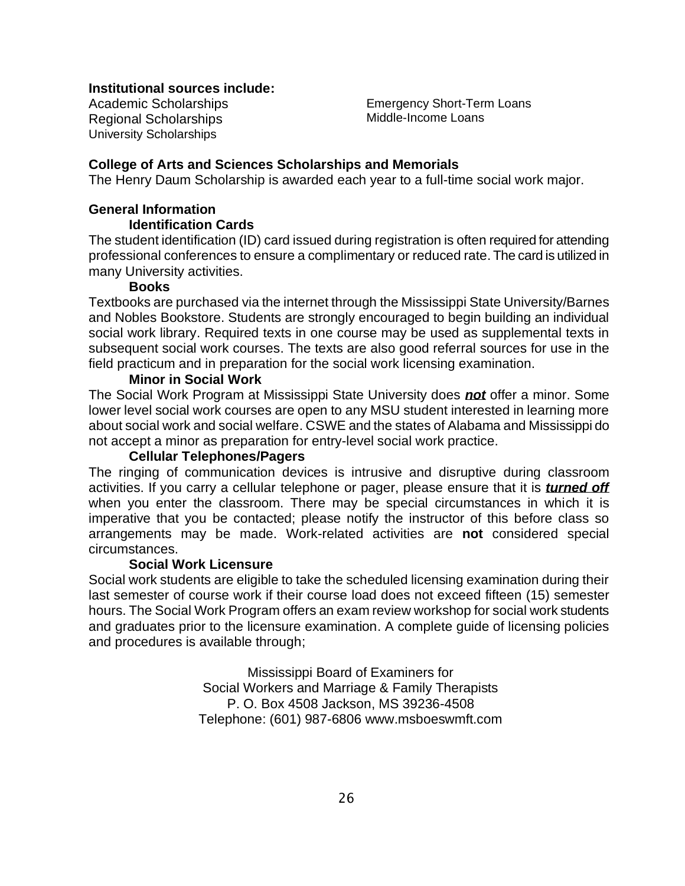**Institutional sources include:**

Academic Scholarships
Regional Scholarships
University Scholarships
Emergency Short-Term Loans
Middle-Income Loans

**College of Arts and Sciences Scholarships and Memorials**

The Henry Daum Scholarship is awarded each year to a full-time social work major.

**General Information**

**Identification Cards**

The student identification (ID) card issued during registration is often required for attending professional conferences to ensure a complimentary or reduced rate. The card is utilized in many University activities.

**Books**

Textbooks are purchased via the internet through the Mississippi State University/Barnes and Nobles Bookstore. Students are strongly encouraged to begin building an individual social work library. Required texts in one course may be used as supplemental texts in subsequent social work courses. The texts are also good referral sources for use in the field practicum and in preparation for the social work licensing examination.

**Minor in Social Work**

The Social Work Program at Mississippi State University does ***not*** offer a minor. Some lower level social work courses are open to any MSU student interested in learning more about social work and social welfare. CSWE and the states of Alabama and Mississippi do not accept a minor as preparation for entry-level social work practice.

**Cellular Telephones/Pagers**

The ringing of communication devices is intrusive and disruptive during classroom activities. If you carry a cellular telephone or pager, please ensure that it is ***turned off*** when you enter the classroom. There may be special circumstances in which it is imperative that you be contacted; please notify the instructor of this before class so arrangements may be made. Work-related activities are **not** considered special circumstances.

**Social Work Licensure**

Social work students are eligible to take the scheduled licensing examination during their last semester of course work if their course load does not exceed fifteen (15) semester hours. The Social Work Program offers an exam review workshop for social work students and graduates prior to the licensure examination. A complete guide of licensing policies and procedures is available through;

Mississippi Board of Examiners for
Social Workers and Marriage & Family Therapists
P. O. Box 4508 Jackson, MS 39236-4508
Telephone: (601) 987-6806 www.msboeswmft.com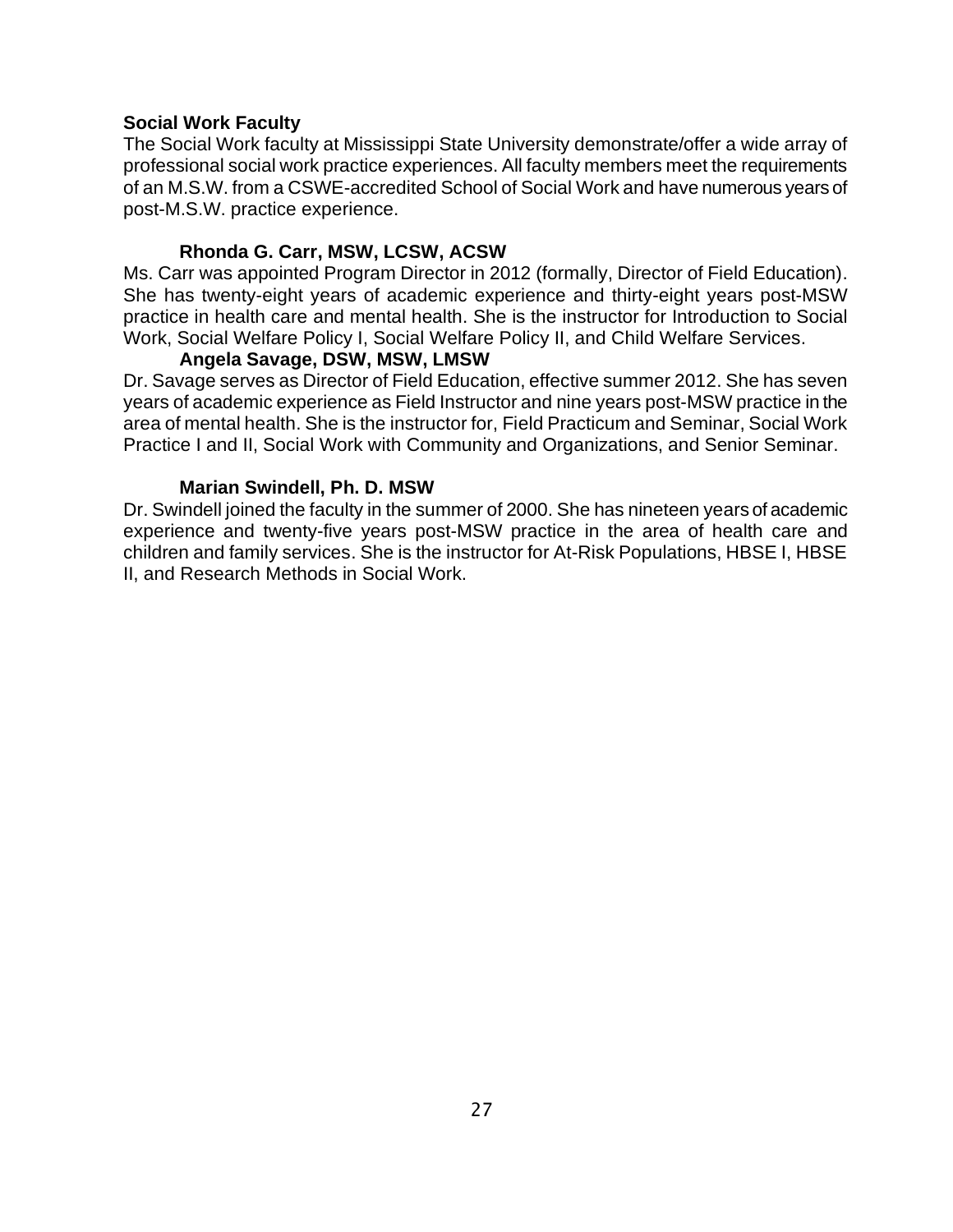**Social Work Faculty**

The Social Work faculty at Mississippi State University demonstrate/offer a wide array of professional social work practice experiences. All faculty members meet the requirements of an M.S.W. from a CSWE-accredited School of Social Work and have numerous years of post-M.S.W. practice experience.

**Rhonda G. Carr, MSW, LCSW, ACSW**

Ms. Carr was appointed Program Director in 2012 (formally, Director of Field Education). She has twenty-eight years of academic experience and thirty-eight years post-MSW practice in health care and mental health. She is the instructor for Introduction to Social Work, Social Welfare Policy I, Social Welfare Policy II, and Child Welfare Services.

**Angela Savage, DSW, MSW, LMSW**

Dr. Savage serves as Director of Field Education, effective summer 2012. She has seven years of academic experience as Field Instructor and nine years post-MSW practice in the area of mental health. She is the instructor for, Field Practicum and Seminar, Social Work Practice I and II, Social Work with Community and Organizations, and Senior Seminar.

**Marian Swindell, Ph. D. MSW**

Dr. Swindell joined the faculty in the summer of 2000. She has nineteen years of academic experience and twenty-five years post-MSW practice in the area of health care and children and family services. She is the instructor for At-Risk Populations, HBSE I, HBSE II, and Research Methods in Social Work.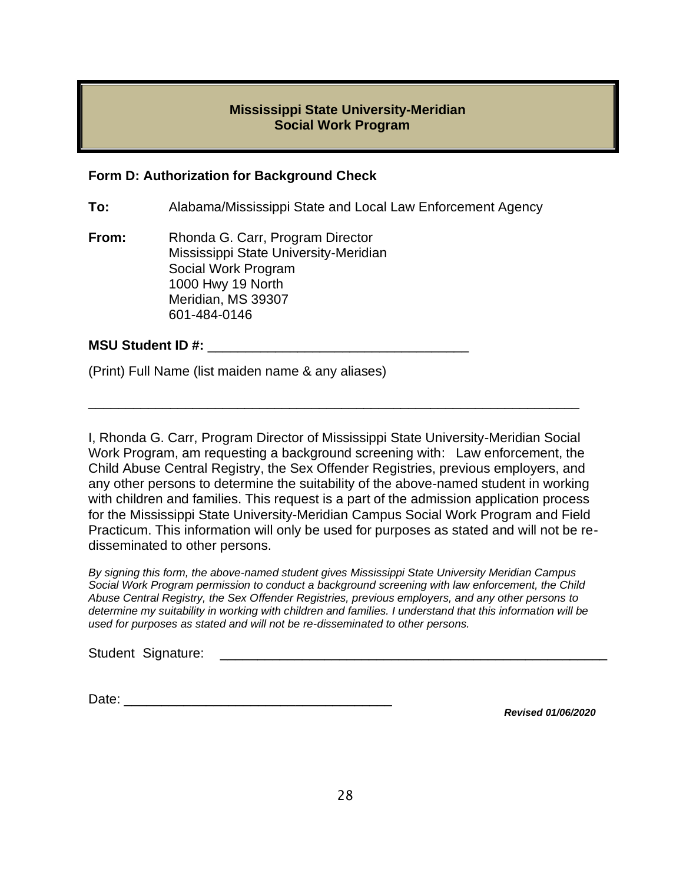**Mississippi State University-Meridian**
**Social Work Program**

## Form D: Authorization for Background Check

**To:** Alabama/Mississippi State and Local Law Enforcement Agency

**From:** Rhonda G. Carr, Program Director
Mississippi State University-Meridian
Social Work Program
1000 Hwy 19 North
Meridian, MS 39307
601-484-0146

**MSU Student ID #:** ___________________________________

(Print) Full Name (list maiden name & any aliases)

_________________________________________________________________

I, Rhonda G. Carr, Program Director of Mississippi State University-Meridian Social Work Program, am requesting a background screening with: Law enforcement, the Child Abuse Central Registry, the Sex Offender Registries, previous employers, and any other persons to determine the suitability of the above-named student in working with children and families. This request is a part of the admission application process for the Mississippi State University-Meridian Campus Social Work Program and Field Practicum. This information will only be used for purposes as stated and will not be re-disseminated to other persons.

*By signing this form, the above-named student gives Mississippi State University Meridian Campus Social Work Program permission to conduct a background screening with law enforcement, the Child Abuse Central Registry, the Sex Offender Registries, previous employers, and any other persons to determine my suitability in working with children and families. I understand that this information will be used for purposes as stated and will not be re-disseminated to other persons.*

Student Signature: _______________________________________________________

Date: ____________________________________

***Revised 01/06/2020***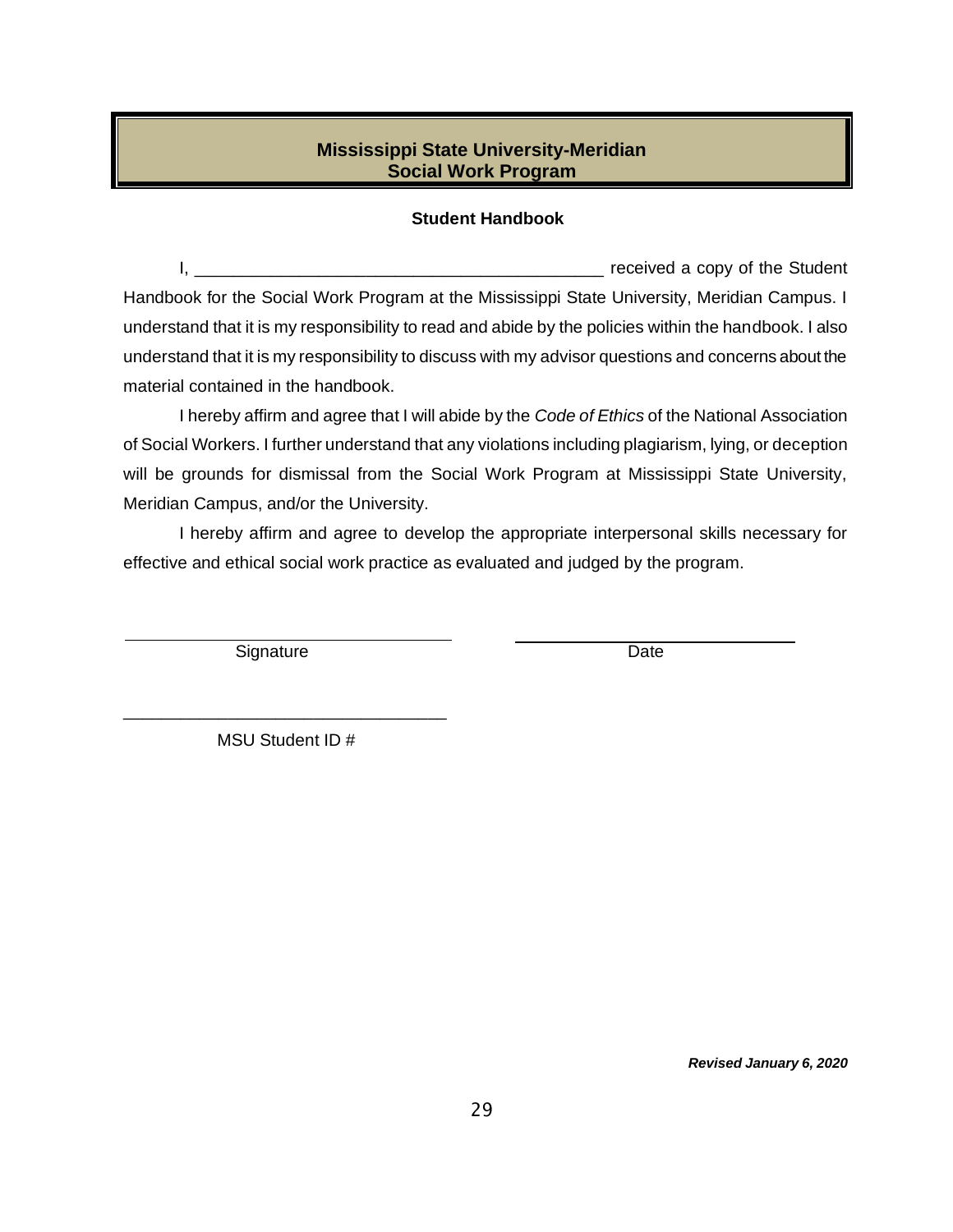## Mississippi State University-Meridian
## Social Work Program

**Student Handbook**

I, ___________________________________________ received a copy of the Student Handbook for the Social Work Program at the Mississippi State University, Meridian Campus. I understand that it is my responsibility to read and abide by the policies within the handbook. I also understand that it is my responsibility to discuss with my advisor questions and concerns about the material contained in the handbook.

I hereby affirm and agree that I will abide by the *Code of Ethics* of the National Association of Social Workers. I further understand that any violations including plagiarism, lying, or deception will be grounds for dismissal from the Social Work Program at Mississippi State University, Meridian Campus, and/or the University.

I hereby affirm and agree to develop the appropriate interpersonal skills necessary for effective and ethical social work practice as evaluated and judged by the program.

___________________________________ Signature

___________________________________ Date

___________________________________ MSU Student ID #

***Revised January 6, 2020***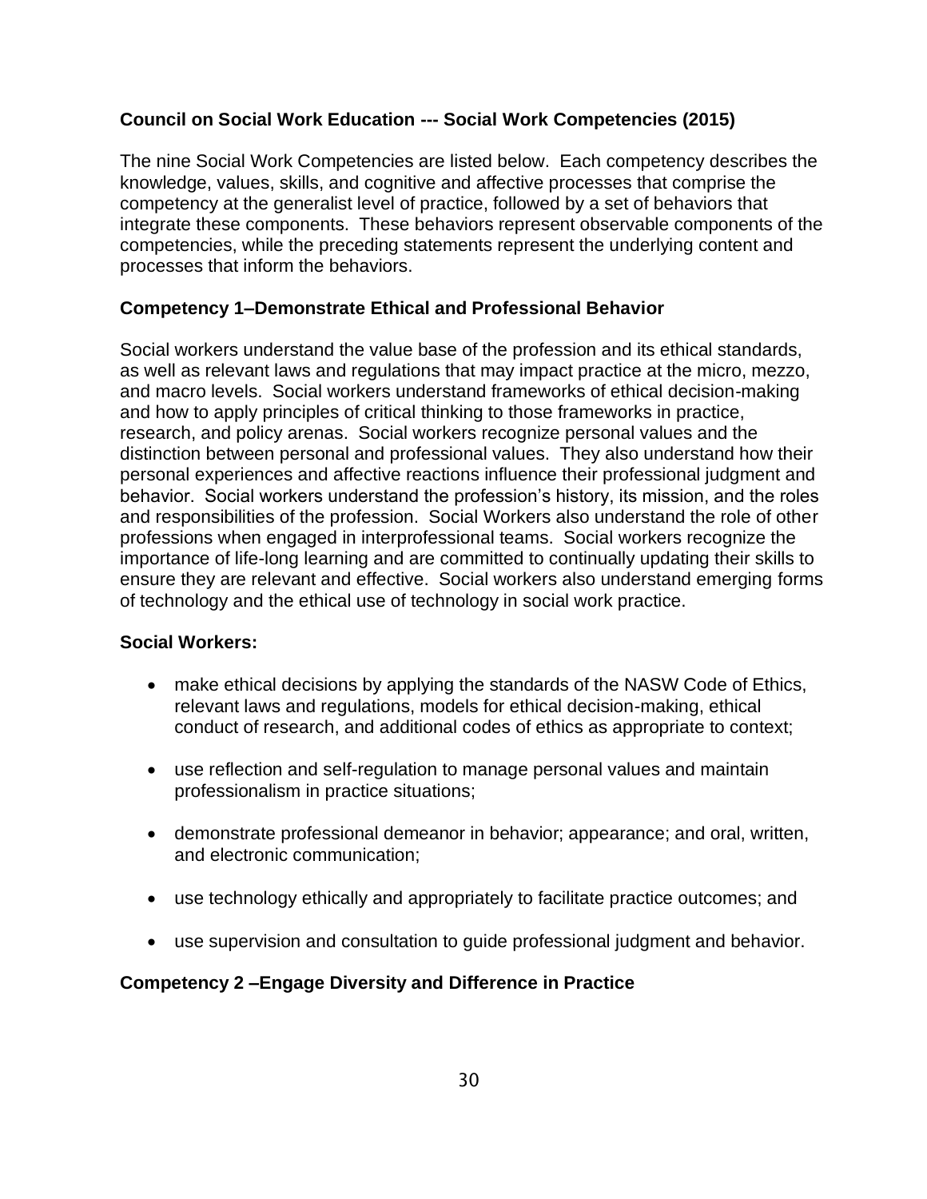**Council on Social Work Education --- Social Work Competencies (2015)**

The nine Social Work Competencies are listed below. Each competency describes the knowledge, values, skills, and cognitive and affective processes that comprise the competency at the generalist level of practice, followed by a set of behaviors that integrate these components. These behaviors represent observable components of the competencies, while the preceding statements represent the underlying content and processes that inform the behaviors.

**Competency 1–Demonstrate Ethical and Professional Behavior**

Social workers understand the value base of the profession and its ethical standards, as well as relevant laws and regulations that may impact practice at the micro, mezzo, and macro levels. Social workers understand frameworks of ethical decision-making and how to apply principles of critical thinking to those frameworks in practice, research, and policy arenas. Social workers recognize personal values and the distinction between personal and professional values. They also understand how their personal experiences and affective reactions influence their professional judgment and behavior. Social workers understand the profession's history, its mission, and the roles and responsibilities of the profession. Social Workers also understand the role of other professions when engaged in interprofessional teams. Social workers recognize the importance of life-long learning and are committed to continually updating their skills to ensure they are relevant and effective. Social workers also understand emerging forms of technology and the ethical use of technology in social work practice.

**Social Workers:**

- make ethical decisions by applying the standards of the NASW Code of Ethics, relevant laws and regulations, models for ethical decision-making, ethical conduct of research, and additional codes of ethics as appropriate to context;
- use reflection and self-regulation to manage personal values and maintain professionalism in practice situations;
- demonstrate professional demeanor in behavior; appearance; and oral, written, and electronic communication;
- use technology ethically and appropriately to facilitate practice outcomes; and
- use supervision and consultation to guide professional judgment and behavior.

**Competency 2 –Engage Diversity and Difference in Practice**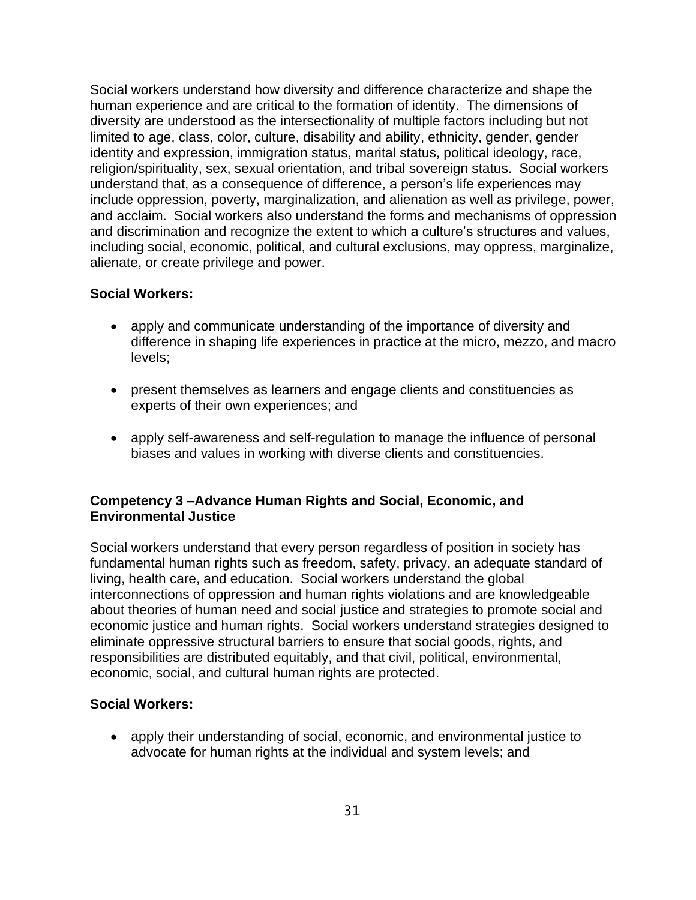Social workers understand how diversity and difference characterize and shape the human experience and are critical to the formation of identity. The dimensions of diversity are understood as the intersectionality of multiple factors including but not limited to age, class, color, culture, disability and ability, ethnicity, gender, gender identity and expression, immigration status, marital status, political ideology, race, religion/spirituality, sex, sexual orientation, and tribal sovereign status. Social workers understand that, as a consequence of difference, a person's life experiences may include oppression, poverty, marginalization, and alienation as well as privilege, power, and acclaim. Social workers also understand the forms and mechanisms of oppression and discrimination and recognize the extent to which a culture's structures and values, including social, economic, political, and cultural exclusions, may oppress, marginalize, alienate, or create privilege and power.

**Social Workers:**

- apply and communicate understanding of the importance of diversity and difference in shaping life experiences in practice at the micro, mezzo, and macro levels;
- present themselves as learners and engage clients and constituencies as experts of their own experiences; and
- apply self-awareness and self-regulation to manage the influence of personal biases and values in working with diverse clients and constituencies.

**Competency 3 –Advance Human Rights and Social, Economic, and Environmental Justice**

Social workers understand that every person regardless of position in society has fundamental human rights such as freedom, safety, privacy, an adequate standard of living, health care, and education. Social workers understand the global interconnections of oppression and human rights violations and are knowledgeable about theories of human need and social justice and strategies to promote social and economic justice and human rights. Social workers understand strategies designed to eliminate oppressive structural barriers to ensure that social goods, rights, and responsibilities are distributed equitably, and that civil, political, environmental, economic, social, and cultural human rights are protected.

**Social Workers:**

- apply their understanding of social, economic, and environmental justice to advocate for human rights at the individual and system levels; and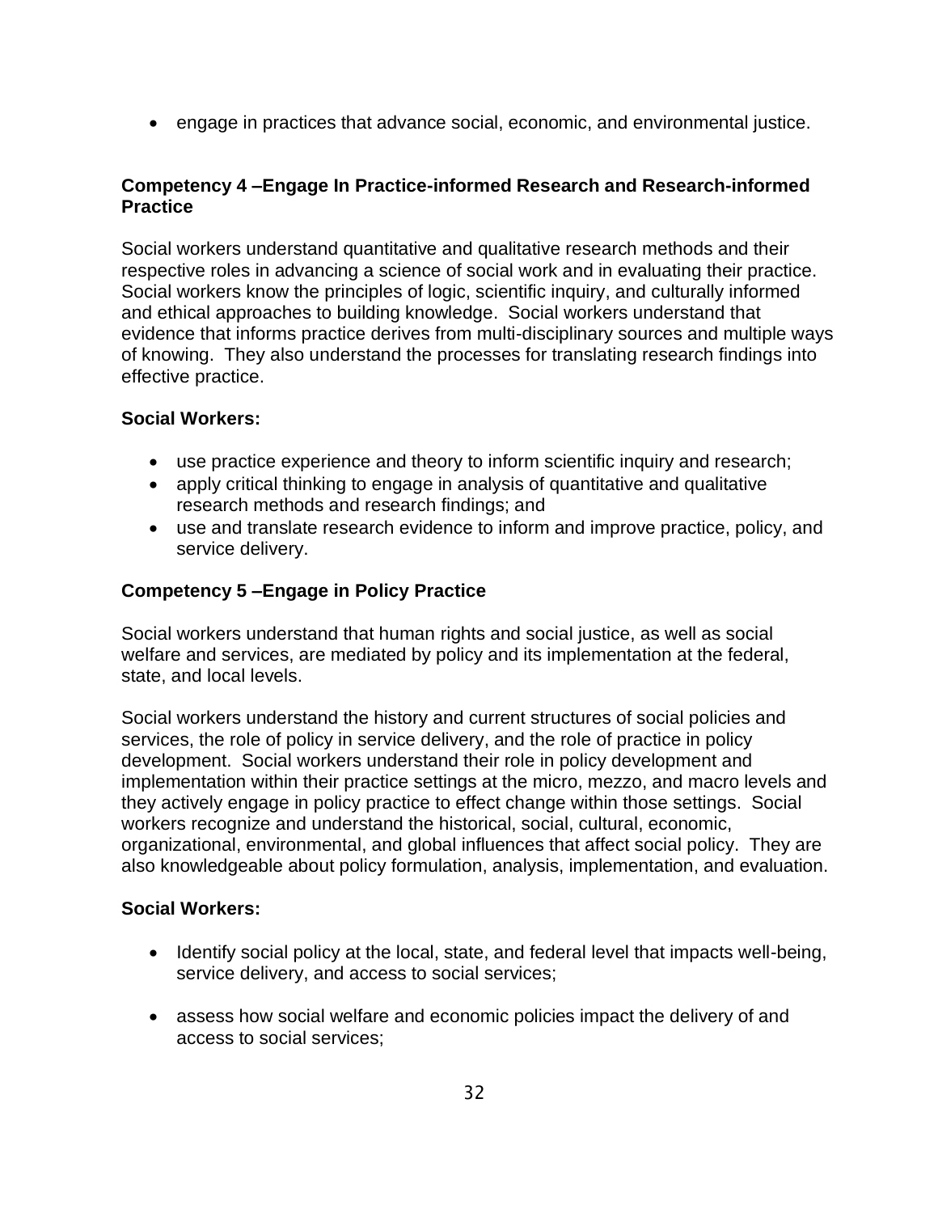- engage in practices that advance social, economic, and environmental justice.

**Competency 4 –Engage In Practice-informed Research and Research-informed Practice**

Social workers understand quantitative and qualitative research methods and their respective roles in advancing a science of social work and in evaluating their practice. Social workers know the principles of logic, scientific inquiry, and culturally informed and ethical approaches to building knowledge. Social workers understand that evidence that informs practice derives from multi-disciplinary sources and multiple ways of knowing. They also understand the processes for translating research findings into effective practice.

**Social Workers:**

- use practice experience and theory to inform scientific inquiry and research;
- apply critical thinking to engage in analysis of quantitative and qualitative research methods and research findings; and
- use and translate research evidence to inform and improve practice, policy, and service delivery.

**Competency 5 –Engage in Policy Practice**

Social workers understand that human rights and social justice, as well as social welfare and services, are mediated by policy and its implementation at the federal, state, and local levels.

Social workers understand the history and current structures of social policies and services, the role of policy in service delivery, and the role of practice in policy development. Social workers understand their role in policy development and implementation within their practice settings at the micro, mezzo, and macro levels and they actively engage in policy practice to effect change within those settings. Social workers recognize and understand the historical, social, cultural, economic, organizational, environmental, and global influences that affect social policy. They are also knowledgeable about policy formulation, analysis, implementation, and evaluation.

**Social Workers:**

- Identify social policy at the local, state, and federal level that impacts well-being, service delivery, and access to social services;
- assess how social welfare and economic policies impact the delivery of and access to social services;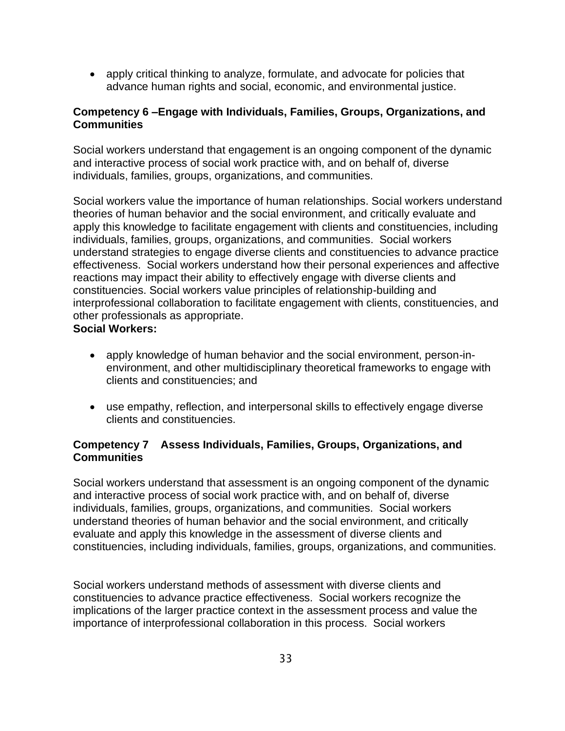- apply critical thinking to analyze, formulate, and advocate for policies that advance human rights and social, economic, and environmental justice.

**Competency 6 –Engage with Individuals, Families, Groups, Organizations, and Communities**

Social workers understand that engagement is an ongoing component of the dynamic and interactive process of social work practice with, and on behalf of, diverse individuals, families, groups, organizations, and communities.

Social workers value the importance of human relationships. Social workers understand theories of human behavior and the social environment, and critically evaluate and apply this knowledge to facilitate engagement with clients and constituencies, including individuals, families, groups, organizations, and communities. Social workers understand strategies to engage diverse clients and constituencies to advance practice effectiveness. Social workers understand how their personal experiences and affective reactions may impact their ability to effectively engage with diverse clients and constituencies. Social workers value principles of relationship-building and interprofessional collaboration to facilitate engagement with clients, constituencies, and other professionals as appropriate.

**Social Workers:**

- apply knowledge of human behavior and the social environment, person-in-environment, and other multidisciplinary theoretical frameworks to engage with clients and constituencies; and

- use empathy, reflection, and interpersonal skills to effectively engage diverse clients and constituencies.

**Competency 7 Assess Individuals, Families, Groups, Organizations, and Communities**

Social workers understand that assessment is an ongoing component of the dynamic and interactive process of social work practice with, and on behalf of, diverse individuals, families, groups, organizations, and communities. Social workers understand theories of human behavior and the social environment, and critically evaluate and apply this knowledge in the assessment of diverse clients and constituencies, including individuals, families, groups, organizations, and communities.

Social workers understand methods of assessment with diverse clients and constituencies to advance practice effectiveness. Social workers recognize the implications of the larger practice context in the assessment process and value the importance of interprofessional collaboration in this process. Social workers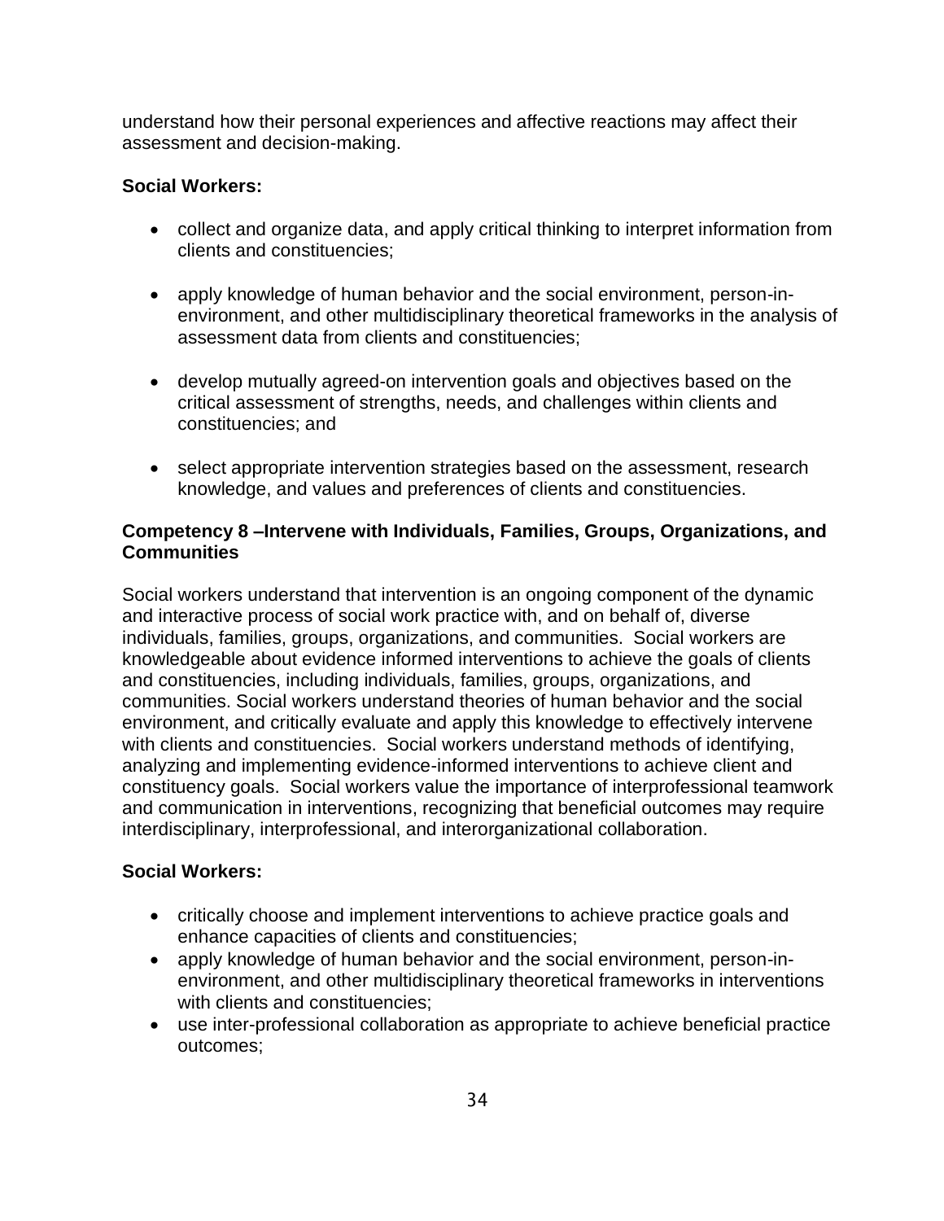understand how their personal experiences and affective reactions may affect their assessment and decision-making.

**Social Workers:**

- collect and organize data, and apply critical thinking to interpret information from clients and constituencies;
- apply knowledge of human behavior and the social environment, person-in-environment, and other multidisciplinary theoretical frameworks in the analysis of assessment data from clients and constituencies;
- develop mutually agreed-on intervention goals and objectives based on the critical assessment of strengths, needs, and challenges within clients and constituencies; and
- select appropriate intervention strategies based on the assessment, research knowledge, and values and preferences of clients and constituencies.

**Competency 8 –Intervene with Individuals, Families, Groups, Organizations, and Communities**

Social workers understand that intervention is an ongoing component of the dynamic and interactive process of social work practice with, and on behalf of, diverse individuals, families, groups, organizations, and communities. Social workers are knowledgeable about evidence informed interventions to achieve the goals of clients and constituencies, including individuals, families, groups, organizations, and communities. Social workers understand theories of human behavior and the social environment, and critically evaluate and apply this knowledge to effectively intervene with clients and constituencies. Social workers understand methods of identifying, analyzing and implementing evidence-informed interventions to achieve client and constituency goals. Social workers value the importance of interprofessional teamwork and communication in interventions, recognizing that beneficial outcomes may require interdisciplinary, interprofessional, and interorganizational collaboration.

**Social Workers:**

- critically choose and implement interventions to achieve practice goals and enhance capacities of clients and constituencies;
- apply knowledge of human behavior and the social environment, person-in-environment, and other multidisciplinary theoretical frameworks in interventions with clients and constituencies;
- use inter-professional collaboration as appropriate to achieve beneficial practice outcomes;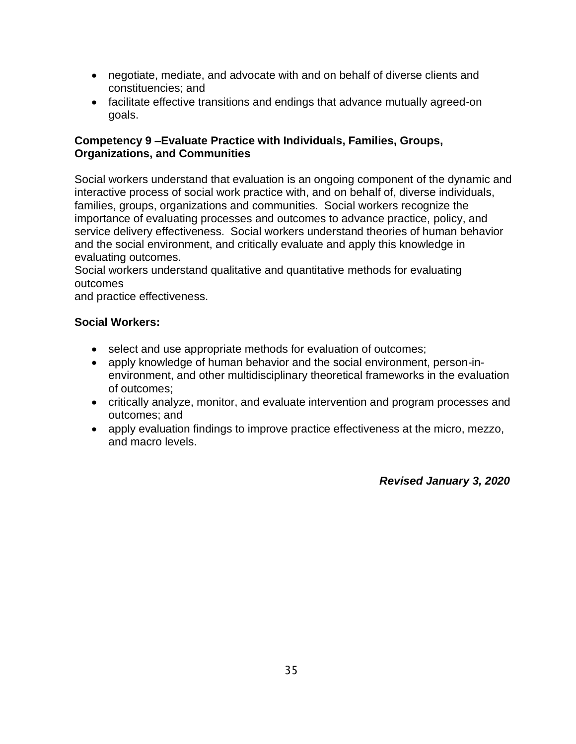- negotiate, mediate, and advocate with and on behalf of diverse clients and constituencies; and
- facilitate effective transitions and endings that advance mutually agreed-on goals.

**Competency 9 –Evaluate Practice with Individuals, Families, Groups, Organizations, and Communities**

Social workers understand that evaluation is an ongoing component of the dynamic and interactive process of social work practice with, and on behalf of, diverse individuals, families, groups, organizations and communities. Social workers recognize the importance of evaluating processes and outcomes to advance practice, policy, and service delivery effectiveness. Social workers understand theories of human behavior and the social environment, and critically evaluate and apply this knowledge in evaluating outcomes.
Social workers understand qualitative and quantitative methods for evaluating outcomes
and practice effectiveness.

**Social Workers:**

- select and use appropriate methods for evaluation of outcomes;
- apply knowledge of human behavior and the social environment, person-in-environment, and other multidisciplinary theoretical frameworks in the evaluation of outcomes;
- critically analyze, monitor, and evaluate intervention and program processes and outcomes; and
- apply evaluation findings to improve practice effectiveness at the micro, mezzo, and macro levels.

***Revised January 3, 2020***